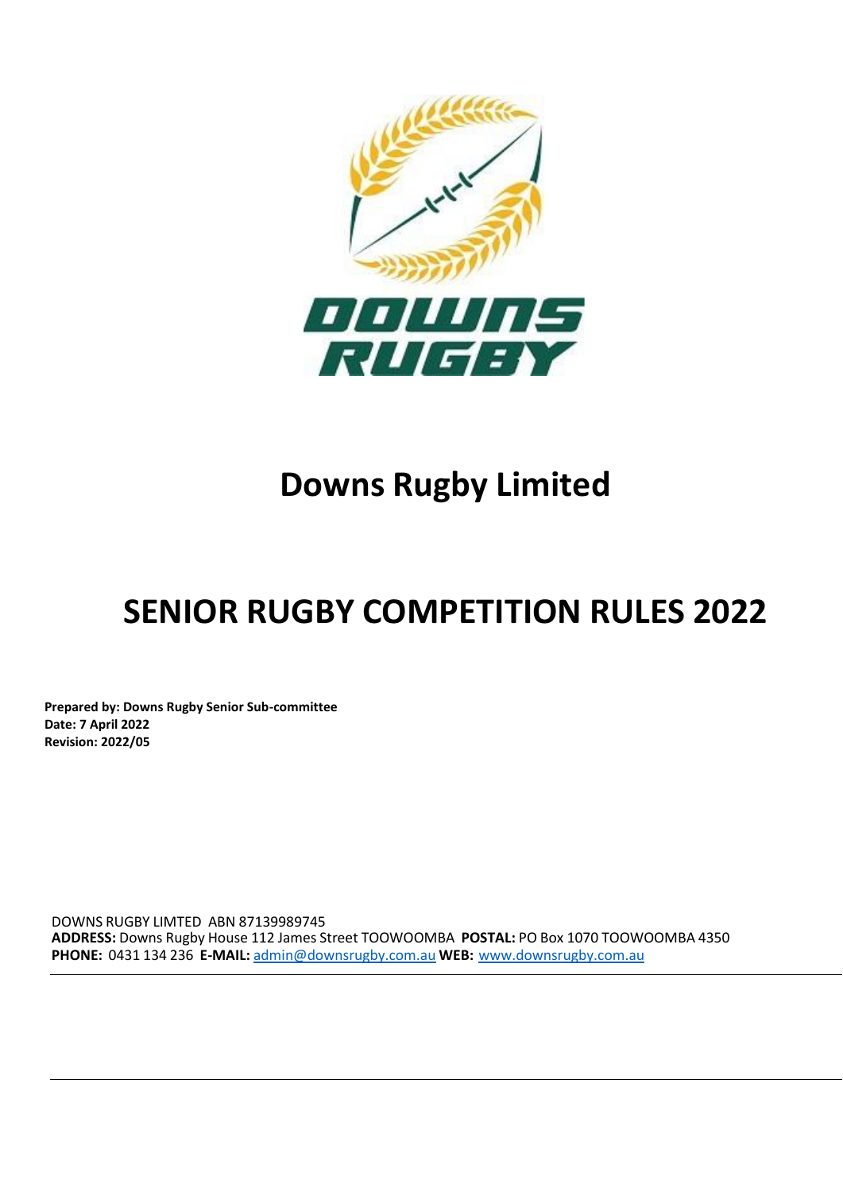# Downs Rugby Limited

# SENIOR RUGBY COMPETITION RULES 2022

**Prepared by: Downs Rugby Senior Sub-committee**
**Date: 7 April 2022**
**Revision: 2022/05**

DOWNS RUGBY LIMTED ABN 87139989745
**ADDRESS:** Downs Rugby House 112 James Street TOOWOOMBA **POSTAL:** PO Box 1070 TOOWOOMBA 4350
**PHONE:** 0431 134 236 **E-MAIL:** admin@downsrugby.com.au **WEB:** www.downsrugby.com.au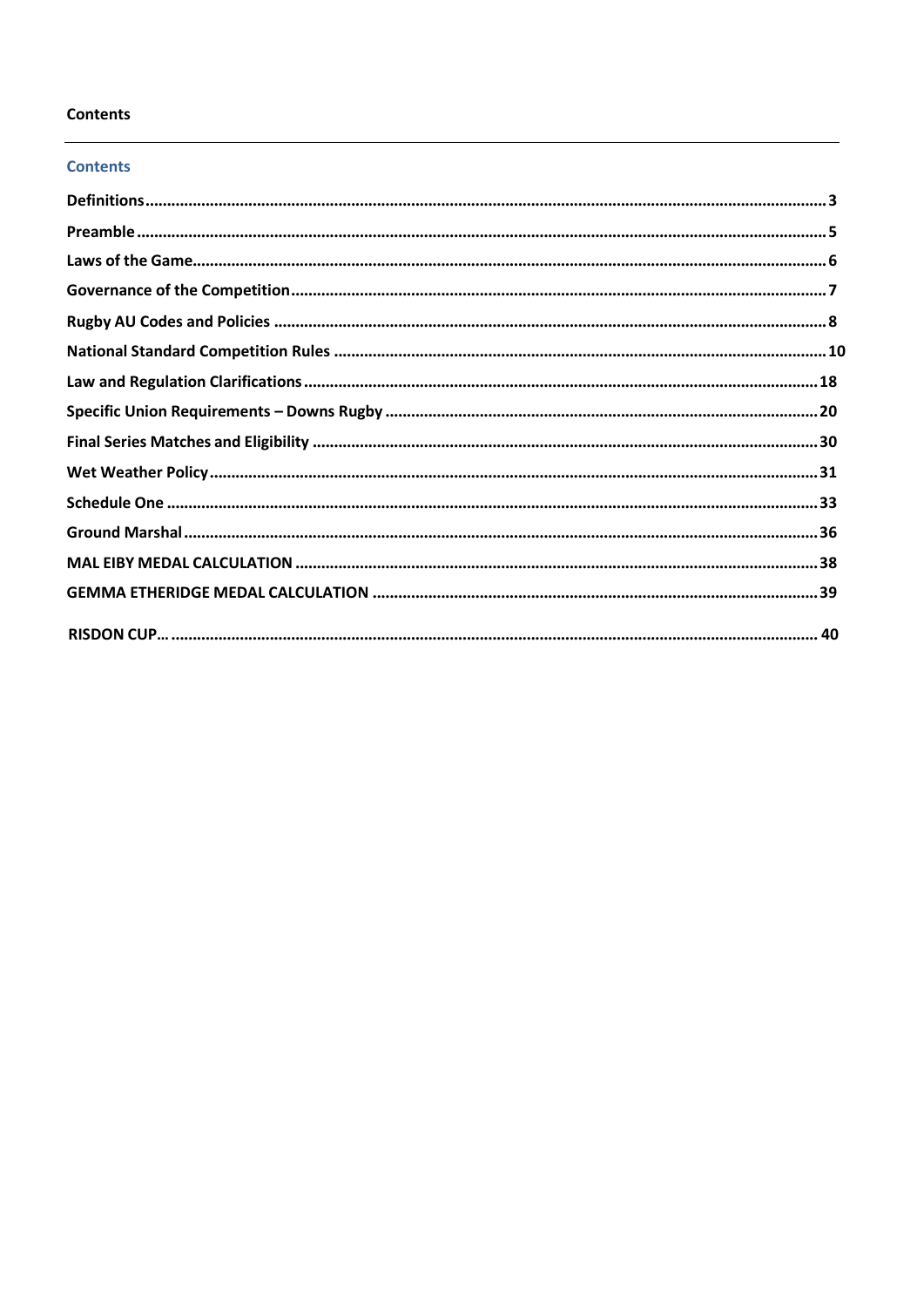# Contents

## Contents

**Definitions** ........................................................................................................................................ **3**

**Preamble** ........................................................................................................................................ **5**

**Laws of the Game** ........................................................................................................................................ **6**

**Governance of the Competition** ........................................................................................................................................ **7**

**Rugby AU Codes and Policies** ........................................................................................................................................ **8**

**National Standard Competition Rules** ........................................................................................................................................ **10**

**Law and Regulation Clarifications** ........................................................................................................................................ **18**

**Specific Union Requirements – Downs Rugby** ........................................................................................................................................ **20**

**Final Series Matches and Eligibility** ........................................................................................................................................ **30**

**Wet Weather Policy** ........................................................................................................................................ **31**

**Schedule One** ........................................................................................................................................ **33**

**Ground Marshal** ........................................................................................................................................ **36**

**MAL EIBY MEDAL CALCULATION** ........................................................................................................................................ **38**

**GEMMA ETHERIDGE MEDAL CALCULATION** ........................................................................................................................................ **39**

**RISDON CUP…** ........................................................................................................................................ **40**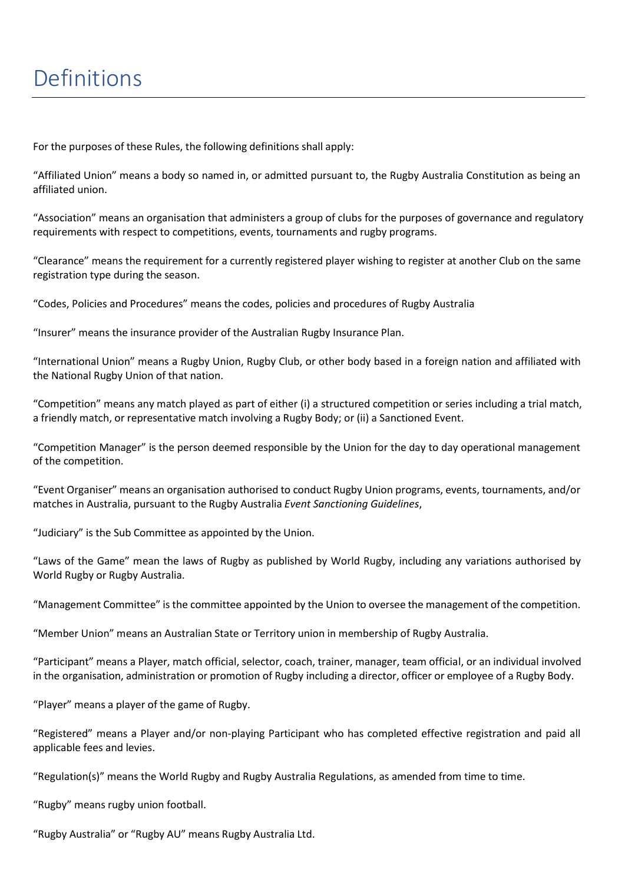# Definitions

For the purposes of these Rules, the following definitions shall apply:

"Affiliated Union" means a body so named in, or admitted pursuant to, the Rugby Australia Constitution as being an affiliated union.

"Association" means an organisation that administers a group of clubs for the purposes of governance and regulatory requirements with respect to competitions, events, tournaments and rugby programs.

"Clearance" means the requirement for a currently registered player wishing to register at another Club on the same registration type during the season.

"Codes, Policies and Procedures" means the codes, policies and procedures of Rugby Australia

"Insurer" means the insurance provider of the Australian Rugby Insurance Plan.

"International Union" means a Rugby Union, Rugby Club, or other body based in a foreign nation and affiliated with the National Rugby Union of that nation.

"Competition" means any match played as part of either (i) a structured competition or series including a trial match, a friendly match, or representative match involving a Rugby Body; or (ii) a Sanctioned Event.

"Competition Manager" is the person deemed responsible by the Union for the day to day operational management of the competition.

"Event Organiser" means an organisation authorised to conduct Rugby Union programs, events, tournaments, and/or matches in Australia, pursuant to the Rugby Australia *Event Sanctioning Guidelines*,

"Judiciary" is the Sub Committee as appointed by the Union.

"Laws of the Game" mean the laws of Rugby as published by World Rugby, including any variations authorised by World Rugby or Rugby Australia.

"Management Committee" is the committee appointed by the Union to oversee the management of the competition.

"Member Union" means an Australian State or Territory union in membership of Rugby Australia.

"Participant" means a Player, match official, selector, coach, trainer, manager, team official, or an individual involved in the organisation, administration or promotion of Rugby including a director, officer or employee of a Rugby Body.

"Player" means a player of the game of Rugby.

"Registered" means a Player and/or non-playing Participant who has completed effective registration and paid all applicable fees and levies.

"Regulation(s)" means the World Rugby and Rugby Australia Regulations, as amended from time to time.

"Rugby" means rugby union football.

"Rugby Australia" or "Rugby AU" means Rugby Australia Ltd.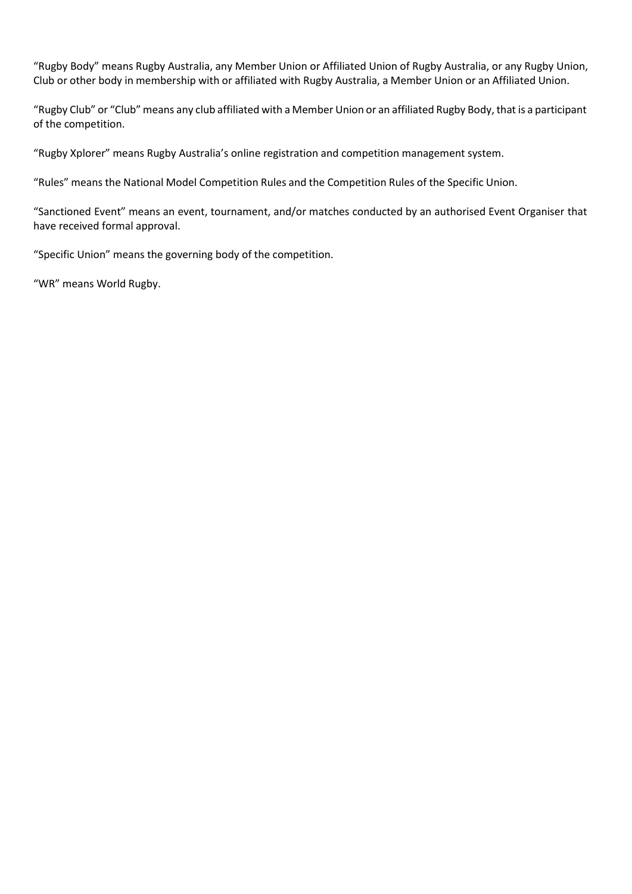"Rugby Body" means Rugby Australia, any Member Union or Affiliated Union of Rugby Australia, or any Rugby Union, Club or other body in membership with or affiliated with Rugby Australia, a Member Union or an Affiliated Union.

"Rugby Club" or "Club" means any club affiliated with a Member Union or an affiliated Rugby Body, that is a participant of the competition.

"Rugby Xplorer" means Rugby Australia's online registration and competition management system.

"Rules" means the National Model Competition Rules and the Competition Rules of the Specific Union.

"Sanctioned Event" means an event, tournament, and/or matches conducted by an authorised Event Organiser that have received formal approval.

"Specific Union" means the governing body of the competition.

"WR" means World Rugby.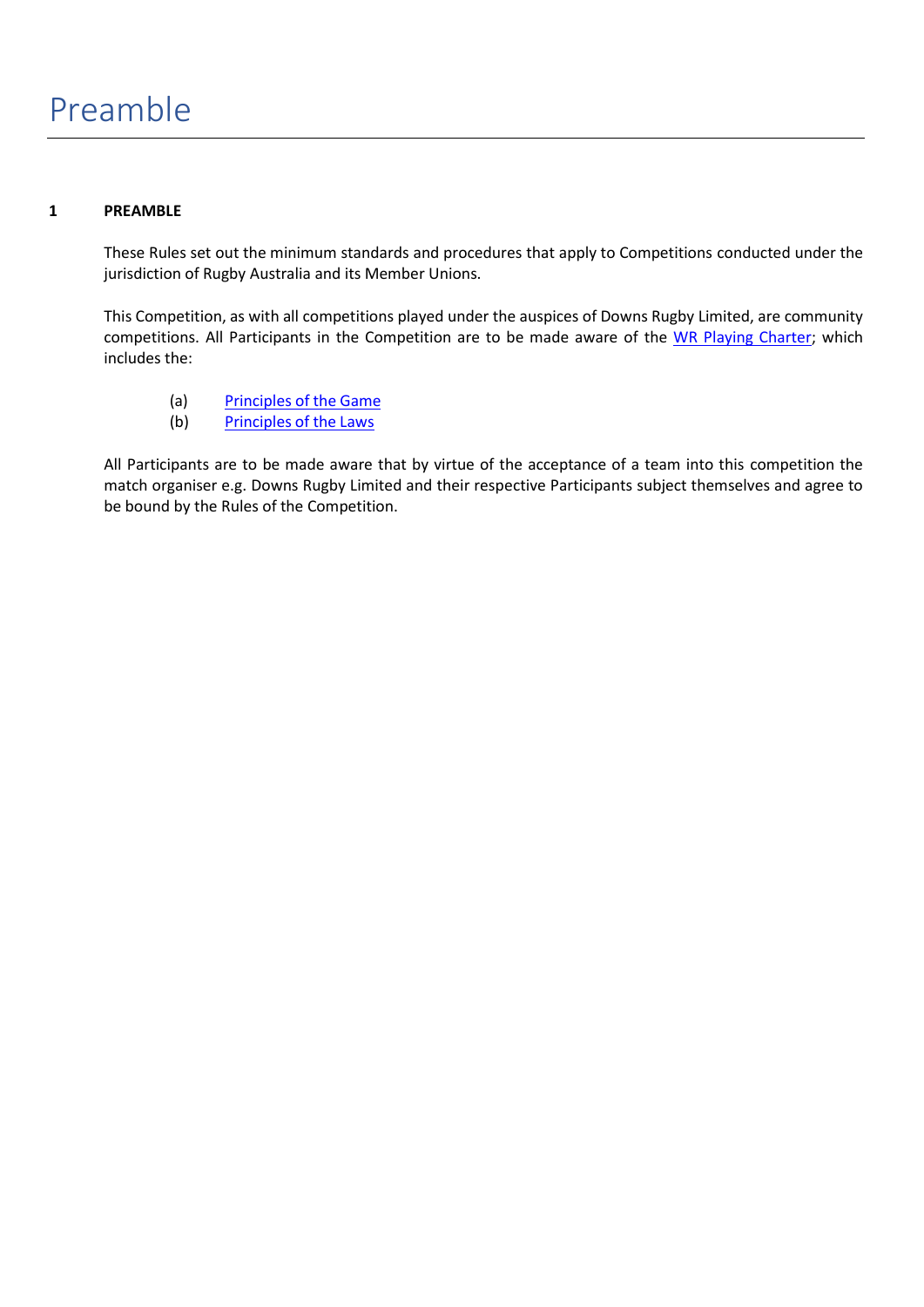# Preamble

**1 PREAMBLE**

These Rules set out the minimum standards and procedures that apply to Competitions conducted under the jurisdiction of Rugby Australia and its Member Unions.

This Competition, as with all competitions played under the auspices of Downs Rugby Limited, are community competitions. All Participants in the Competition are to be made aware of the WR Playing Charter; which includes the:

(a) Principles of the Game
(b) Principles of the Laws

All Participants are to be made aware that by virtue of the acceptance of a team into this competition the match organiser e.g. Downs Rugby Limited and their respective Participants subject themselves and agree to be bound by the Rules of the Competition.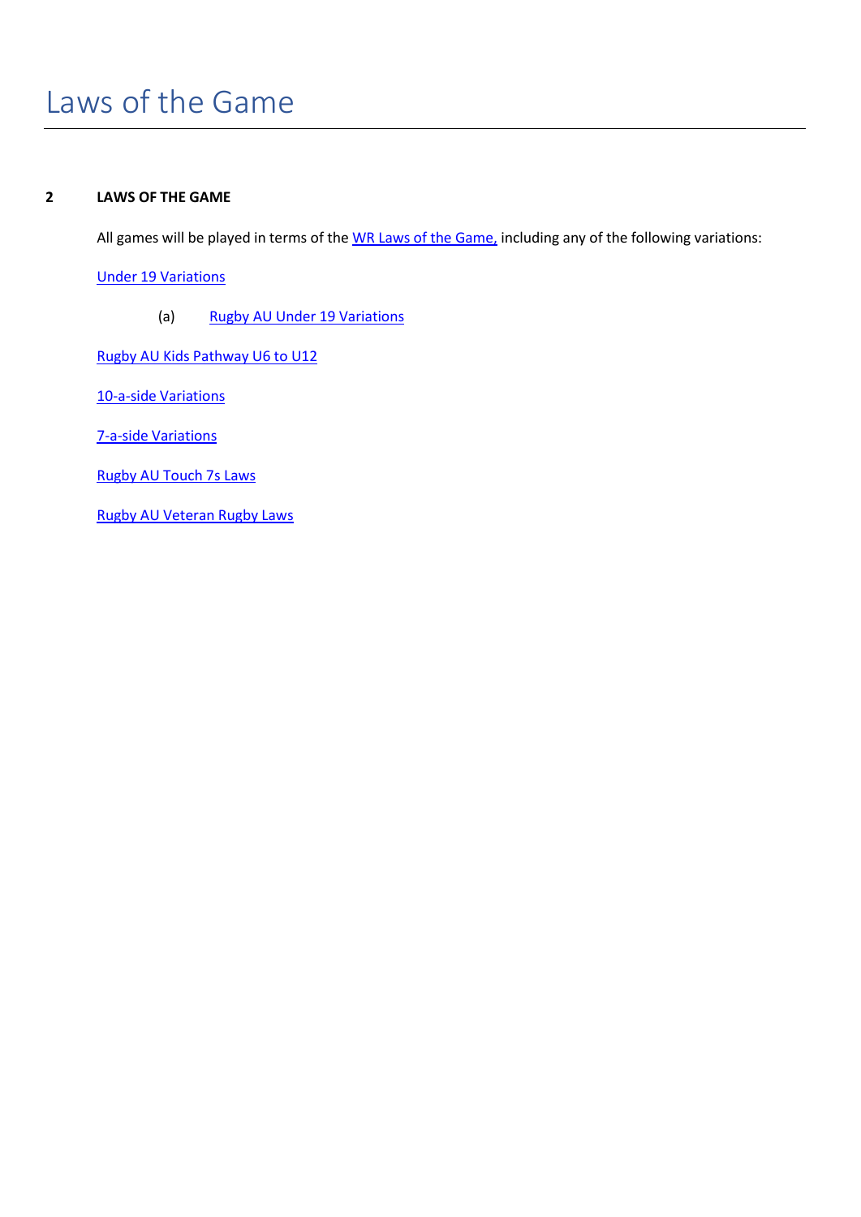# Laws of the Game

## 2 LAWS OF THE GAME

All games will be played in terms of the WR Laws of the Game, including any of the following variations:

Under 19 Variations

(a) Rugby AU Under 19 Variations

Rugby AU Kids Pathway U6 to U12

10-a-side Variations

7-a-side Variations

Rugby AU Touch 7s Laws

Rugby AU Veteran Rugby Laws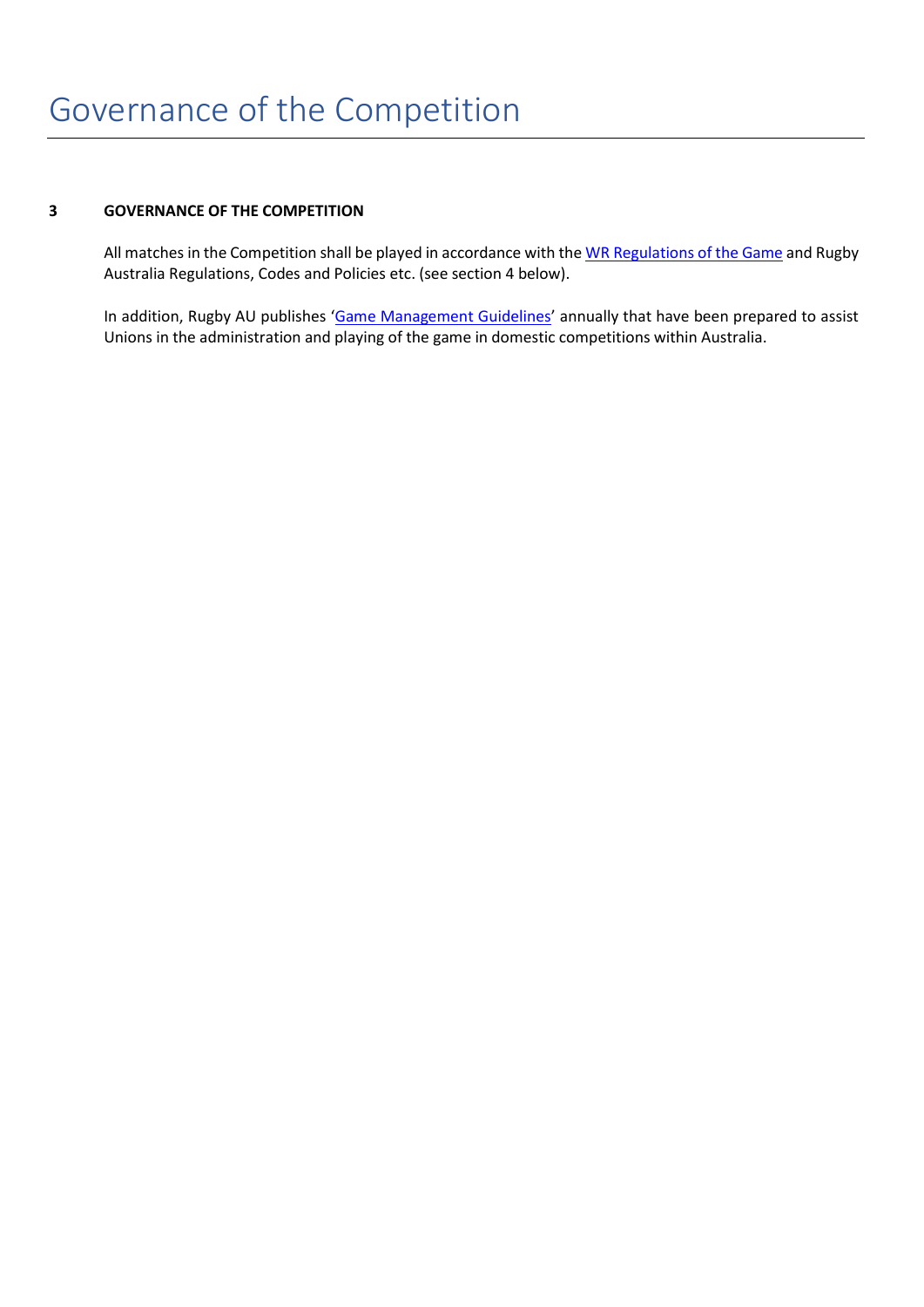# Governance of the Competition

**3 GOVERNANCE OF THE COMPETITION**

All matches in the Competition shall be played in accordance with the WR Regulations of the Game and Rugby Australia Regulations, Codes and Policies etc. (see section 4 below).

In addition, Rugby AU publishes 'Game Management Guidelines' annually that have been prepared to assist Unions in the administration and playing of the game in domestic competitions within Australia.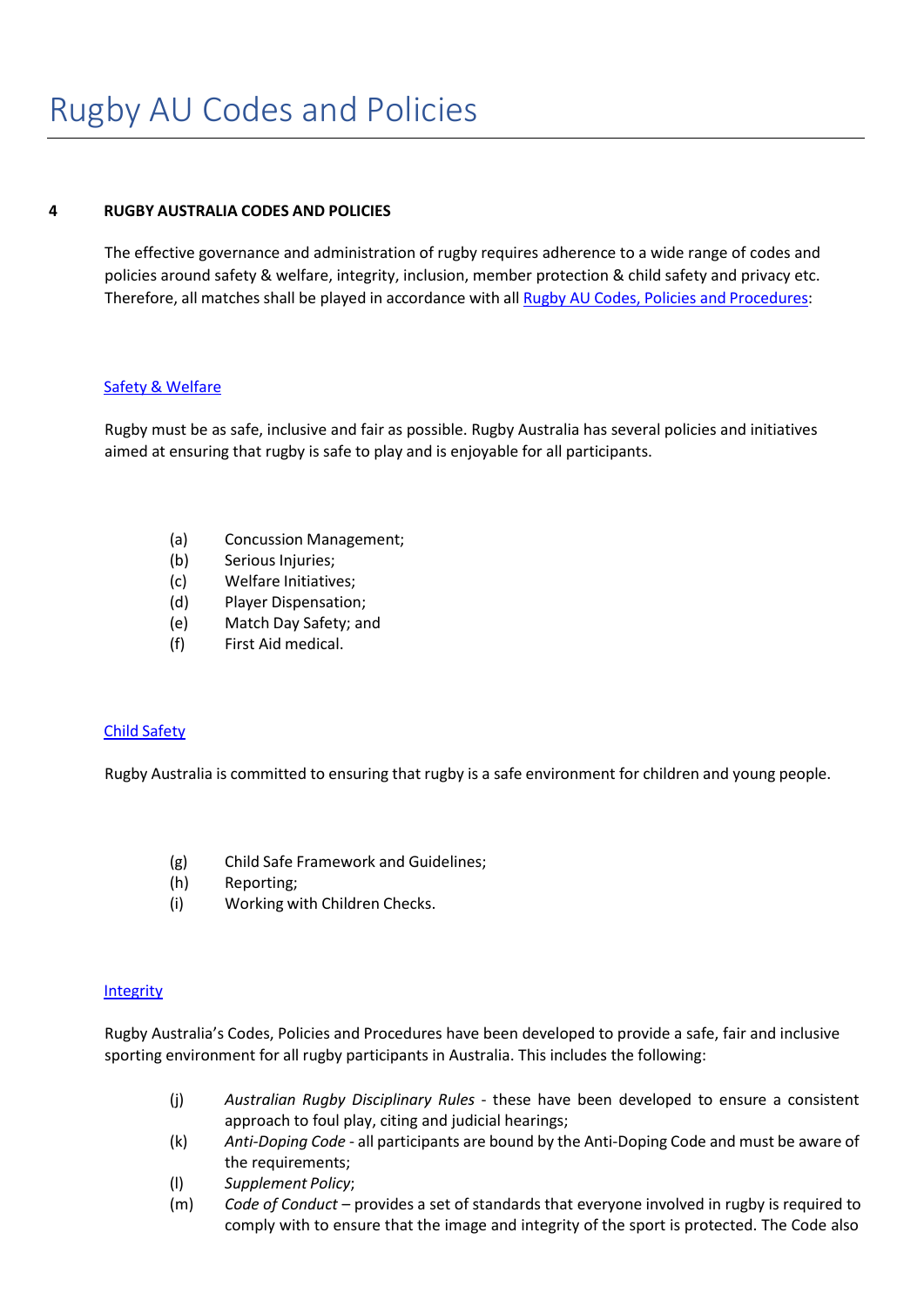# Rugby AU Codes and Policies

**4 RUGBY AUSTRALIA CODES AND POLICIES**

The effective governance and administration of rugby requires adherence to a wide range of codes and policies around safety & welfare, integrity, inclusion, member protection & child safety and privacy etc. Therefore, all matches shall be played in accordance with all Rugby AU Codes, Policies and Procedures:

Safety & Welfare

Rugby must be as safe, inclusive and fair as possible. Rugby Australia has several policies and initiatives aimed at ensuring that rugby is safe to play and is enjoyable for all participants.

(a) Concussion Management;
(b) Serious Injuries;
(c) Welfare Initiatives;
(d) Player Dispensation;
(e) Match Day Safety; and
(f) First Aid medical.

Child Safety

Rugby Australia is committed to ensuring that rugby is a safe environment for children and young people.

(g) Child Safe Framework and Guidelines;
(h) Reporting;
(i) Working with Children Checks.

Integrity

Rugby Australia's Codes, Policies and Procedures have been developed to provide a safe, fair and inclusive sporting environment for all rugby participants in Australia. This includes the following:

(j) *Australian Rugby Disciplinary Rules* - these have been developed to ensure a consistent approach to foul play, citing and judicial hearings;
(k) *Anti-Doping Code* - all participants are bound by the Anti-Doping Code and must be aware of the requirements;
(l) *Supplement Policy*;
(m) *Code of Conduct* – provides a set of standards that everyone involved in rugby is required to comply with to ensure that the image and integrity of the sport is protected. The Code also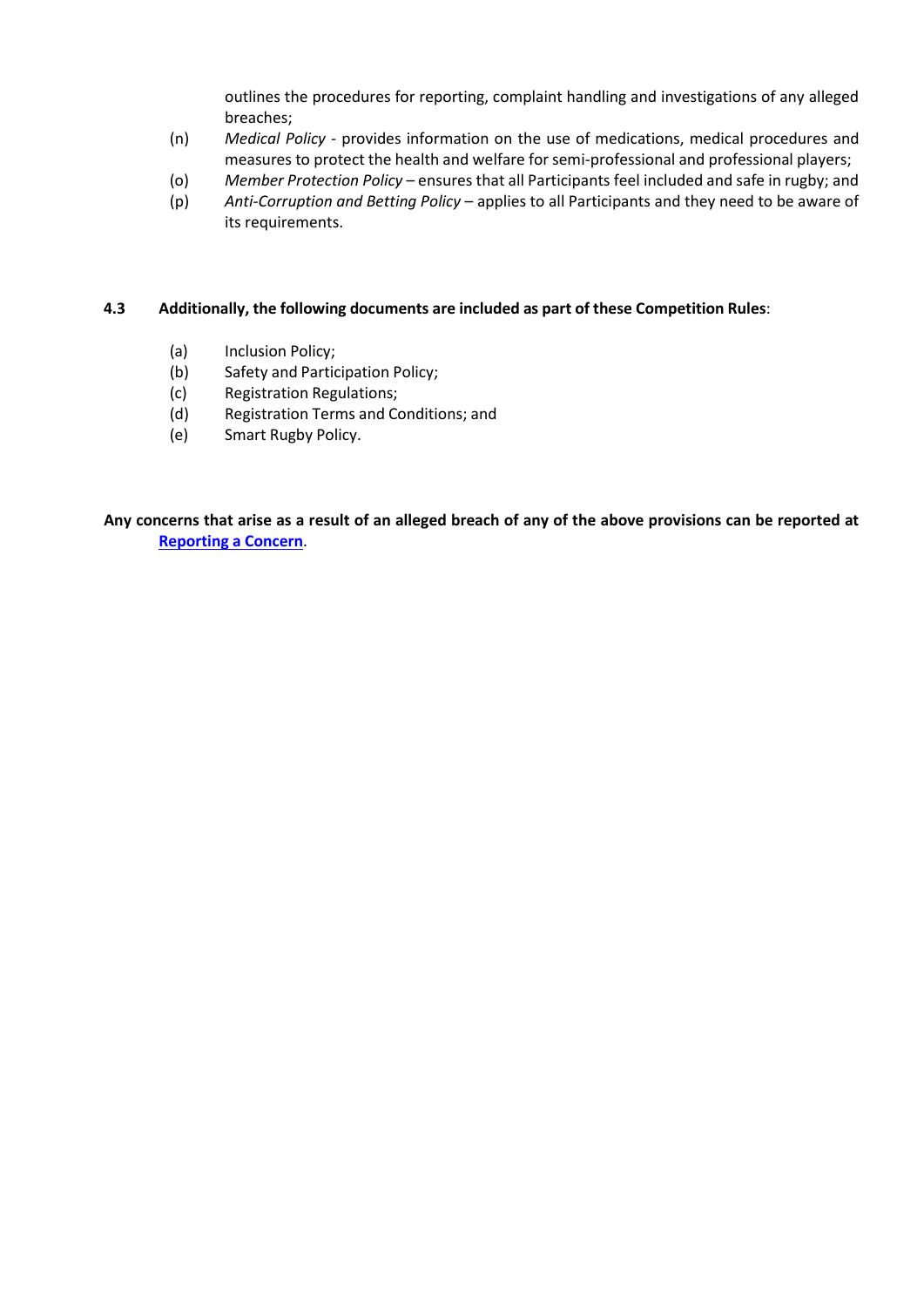outlines the procedures for reporting, complaint handling and investigations of any alleged breaches;

(n) *Medical Policy* - provides information on the use of medications, medical procedures and measures to protect the health and welfare for semi-professional and professional players;

(o) *Member Protection Policy* – ensures that all Participants feel included and safe in rugby; and

(p) *Anti-Corruption and Betting Policy* – applies to all Participants and they need to be aware of its requirements.

**4.3 Additionally, the following documents are included as part of these Competition Rules**:

(a) Inclusion Policy;

(b) Safety and Participation Policy;

(c) Registration Regulations;

(d) Registration Terms and Conditions; and

(e) Smart Rugby Policy.

**Any concerns that arise as a result of an alleged breach of any of the above provisions can be reported at [Reporting a Concern]**.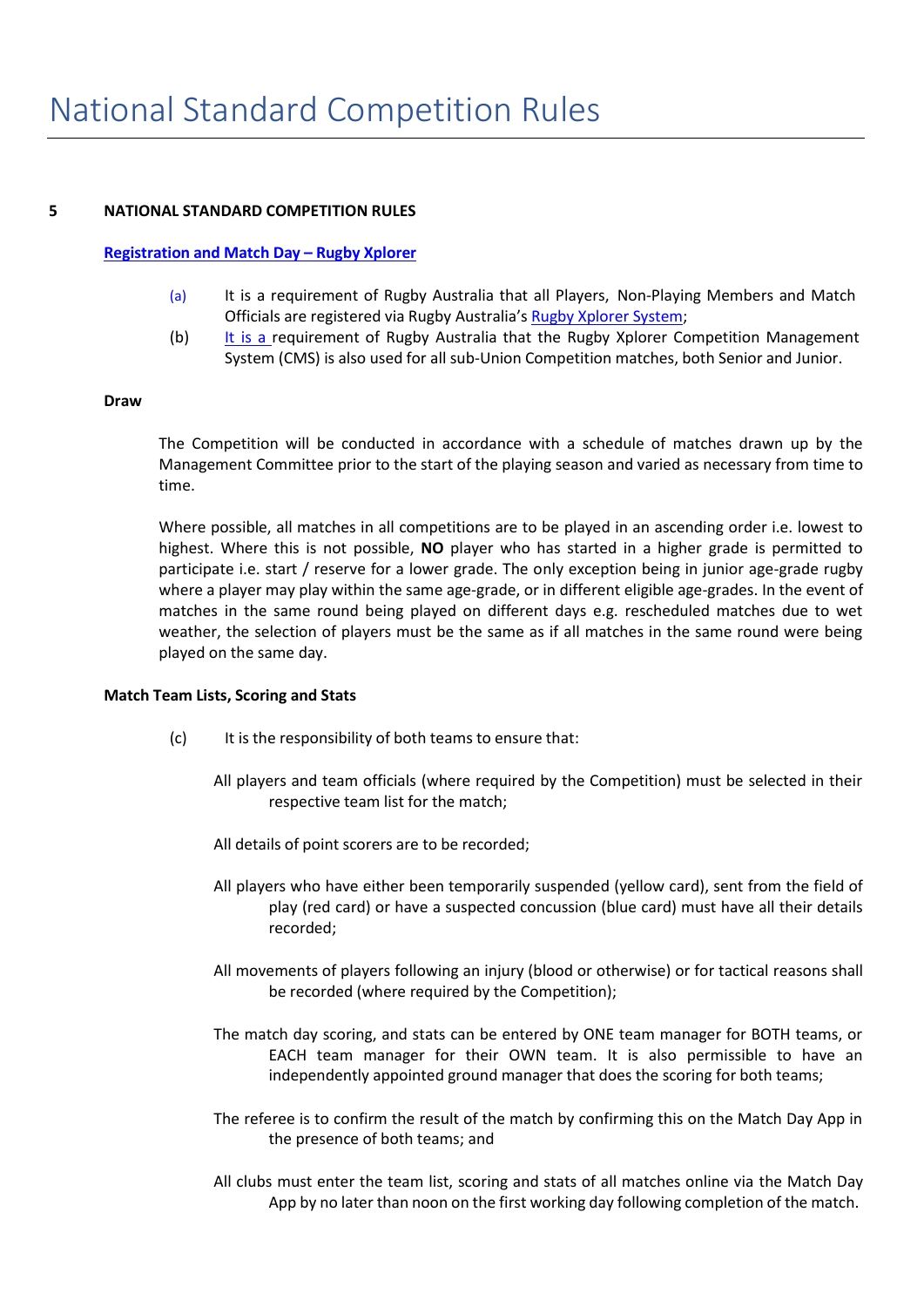# National Standard Competition Rules

## 5 NATIONAL STANDARD COMPETITION RULES

**Registration and Match Day – Rugby Xplorer**

(a) It is a requirement of Rugby Australia that all Players, Non-Playing Members and Match Officials are registered via Rugby Australia's Rugby Xplorer System;

(b) It is a requirement of Rugby Australia that the Rugby Xplorer Competition Management System (CMS) is also used for all sub-Union Competition matches, both Senior and Junior.

**Draw**

The Competition will be conducted in accordance with a schedule of matches drawn up by the Management Committee prior to the start of the playing season and varied as necessary from time to time.

Where possible, all matches in all competitions are to be played in an ascending order i.e. lowest to highest. Where this is not possible, **NO** player who has started in a higher grade is permitted to participate i.e. start / reserve for a lower grade. The only exception being in junior age-grade rugby where a player may play within the same age-grade, or in different eligible age-grades. In the event of matches in the same round being played on different days e.g. rescheduled matches due to wet weather, the selection of players must be the same as if all matches in the same round were being played on the same day.

**Match Team Lists, Scoring and Stats**

(c) It is the responsibility of both teams to ensure that:

All players and team officials (where required by the Competition) must be selected in their respective team list for the match;

All details of point scorers are to be recorded;

All players who have either been temporarily suspended (yellow card), sent from the field of play (red card) or have a suspected concussion (blue card) must have all their details recorded;

All movements of players following an injury (blood or otherwise) or for tactical reasons shall be recorded (where required by the Competition);

The match day scoring, and stats can be entered by ONE team manager for BOTH teams, or EACH team manager for their OWN team. It is also permissible to have an independently appointed ground manager that does the scoring for both teams;

The referee is to confirm the result of the match by confirming this on the Match Day App in the presence of both teams; and

All clubs must enter the team list, scoring and stats of all matches online via the Match Day App by no later than noon on the first working day following completion of the match.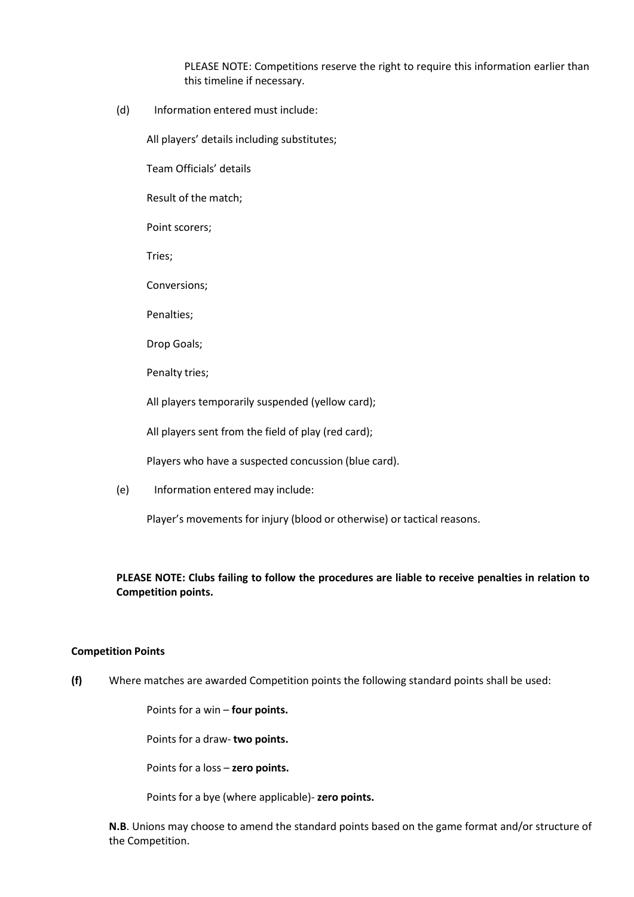PLEASE NOTE: Competitions reserve the right to require this information earlier than this timeline if necessary.

(d) Information entered must include:

All players' details including substitutes;

Team Officials' details

Result of the match;

Point scorers;

Tries;

Conversions;

Penalties;

Drop Goals;

Penalty tries;

All players temporarily suspended (yellow card);

All players sent from the field of play (red card);

Players who have a suspected concussion (blue card).

(e) Information entered may include:

Player's movements for injury (blood or otherwise) or tactical reasons.

**PLEASE NOTE: Clubs failing to follow the procedures are liable to receive penalties in relation to Competition points.**

**Competition Points**

**(f)** Where matches are awarded Competition points the following standard points shall be used:

Points for a win – **four points.**

Points for a draw- **two points.**

Points for a loss – **zero points.**

Points for a bye (where applicable)- **zero points.**

**N.B**. Unions may choose to amend the standard points based on the game format and/or structure of the Competition.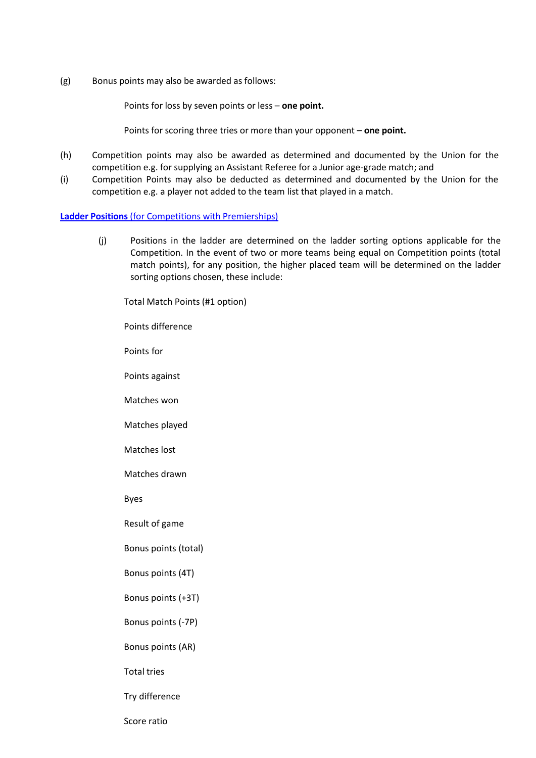(g) Bonus points may also be awarded as follows:

Points for loss by seven points or less – **one point.**

Points for scoring three tries or more than your opponent – **one point.**

(h) Competition points may also be awarded as determined and documented by the Union for the competition e.g. for supplying an Assistant Referee for a Junior age-grade match; and

(i) Competition Points may also be deducted as determined and documented by the Union for the competition e.g. a player not added to the team list that played in a match.

**Ladder Positions** (for Competitions with Premierships)

(j) Positions in the ladder are determined on the ladder sorting options applicable for the Competition. In the event of two or more teams being equal on Competition points (total match points), for any position, the higher placed team will be determined on the ladder sorting options chosen, these include:

Total Match Points (#1 option)

Points difference

Points for

Points against

Matches won

Matches played

Matches lost

Matches drawn

Byes

Result of game

Bonus points (total)

Bonus points (4T)

Bonus points (+3T)

Bonus points (-7P)

Bonus points (AR)

Total tries

Try difference

Score ratio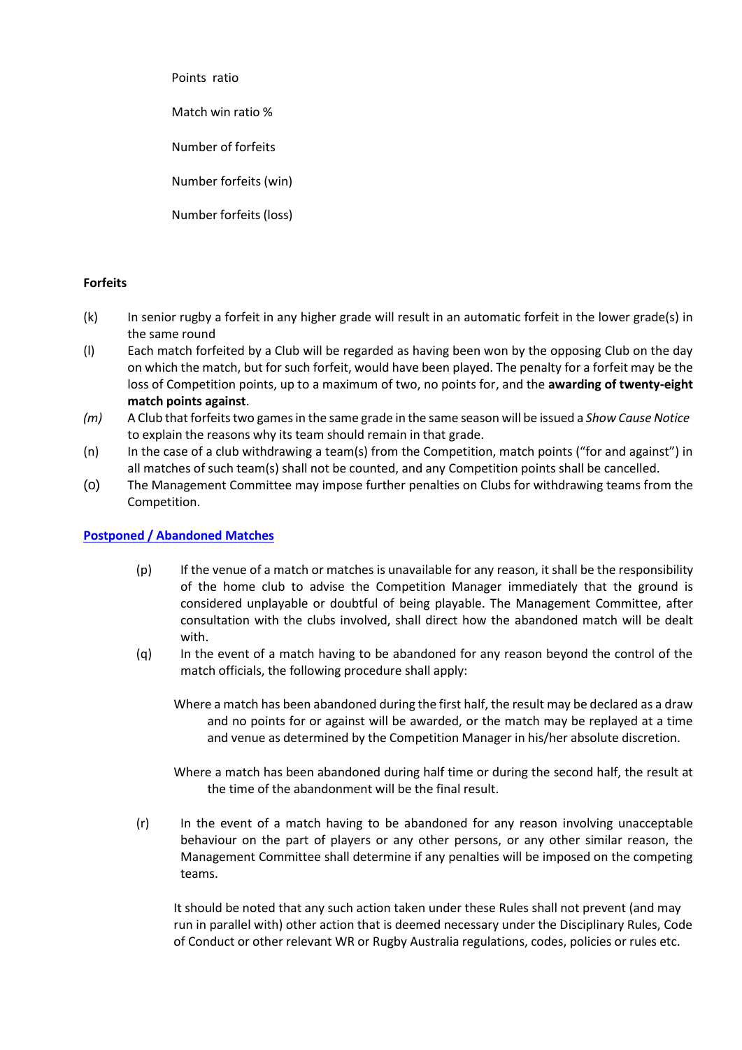Points ratio

Match win ratio %

Number of forfeits

Number forfeits (win)

Number forfeits (loss)

**Forfeits**

(k) In senior rugby a forfeit in any higher grade will result in an automatic forfeit in the lower grade(s) in the same round

(l) Each match forfeited by a Club will be regarded as having been won by the opposing Club on the day on which the match, but for such forfeit, would have been played. The penalty for a forfeit may be the loss of Competition points, up to a maximum of two, no points for, and the **awarding of twenty-eight match points against**.

*(m)* A Club that forfeits two games in the same grade in the same season will be issued a *Show Cause Notice* to explain the reasons why its team should remain in that grade.

(n) In the case of a club withdrawing a team(s) from the Competition, match points ("for and against") in all matches of such team(s) shall not be counted, and any Competition points shall be cancelled.

(o) The Management Committee may impose further penalties on Clubs for withdrawing teams from the Competition.

**Postponed / Abandoned Matches**

(p) If the venue of a match or matches is unavailable for any reason, it shall be the responsibility of the home club to advise the Competition Manager immediately that the ground is considered unplayable or doubtful of being playable. The Management Committee, after consultation with the clubs involved, shall direct how the abandoned match will be dealt with.

(q) In the event of a match having to be abandoned for any reason beyond the control of the match officials, the following procedure shall apply:

Where a match has been abandoned during the first half, the result may be declared as a draw and no points for or against will be awarded, or the match may be replayed at a time and venue as determined by the Competition Manager in his/her absolute discretion.

Where a match has been abandoned during half time or during the second half, the result at the time of the abandonment will be the final result.

(r) In the event of a match having to be abandoned for any reason involving unacceptable behaviour on the part of players or any other persons, or any other similar reason, the Management Committee shall determine if any penalties will be imposed on the competing teams.

It should be noted that any such action taken under these Rules shall not prevent (and may run in parallel with) other action that is deemed necessary under the Disciplinary Rules, Code of Conduct or other relevant WR or Rugby Australia regulations, codes, policies or rules etc.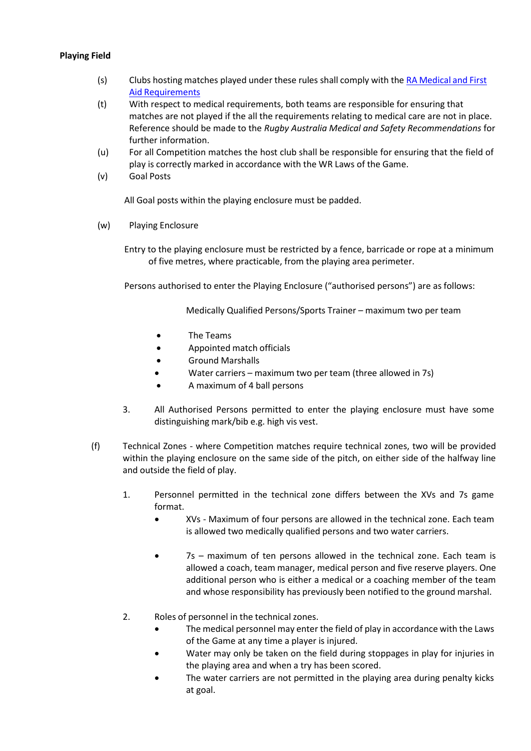**Playing Field**

(s) Clubs hosting matches played under these rules shall comply with the [RA Medical and First Aid Requirements]

(t) With respect to medical requirements, both teams are responsible for ensuring that matches are not played if the all the requirements relating to medical care are not in place. Reference should be made to the *Rugby Australia Medical and Safety Recommendations* for further information.

(u) For all Competition matches the host club shall be responsible for ensuring that the field of play is correctly marked in accordance with the WR Laws of the Game.

(v) Goal Posts

All Goal posts within the playing enclosure must be padded.

(w) Playing Enclosure

Entry to the playing enclosure must be restricted by a fence, barricade or rope at a minimum of five metres, where practicable, from the playing area perimeter.

Persons authorised to enter the Playing Enclosure ("authorised persons") are as follows:

Medically Qualified Persons/Sports Trainer – maximum two per team

- The Teams
- Appointed match officials
- Ground Marshalls
- Water carriers – maximum two per team (three allowed in 7s)
- A maximum of 4 ball persons

3. All Authorised Persons permitted to enter the playing enclosure must have some distinguishing mark/bib e.g. high vis vest.

(f) Technical Zones - where Competition matches require technical zones, two will be provided within the playing enclosure on the same side of the pitch, on either side of the halfway line and outside the field of play.

1. Personnel permitted in the technical zone differs between the XVs and 7s game format.
   - XVs - Maximum of four persons are allowed in the technical zone. Each team is allowed two medically qualified persons and two water carriers.
   - 7s – maximum of ten persons allowed in the technical zone. Each team is allowed a coach, team manager, medical person and five reserve players. One additional person who is either a medical or a coaching member of the team and whose responsibility has previously been notified to the ground marshal.

2. Roles of personnel in the technical zones.
   - The medical personnel may enter the field of play in accordance with the Laws of the Game at any time a player is injured.
   - Water may only be taken on the field during stoppages in play for injuries in the playing area and when a try has been scored.
   - The water carriers are not permitted in the playing area during penalty kicks at goal.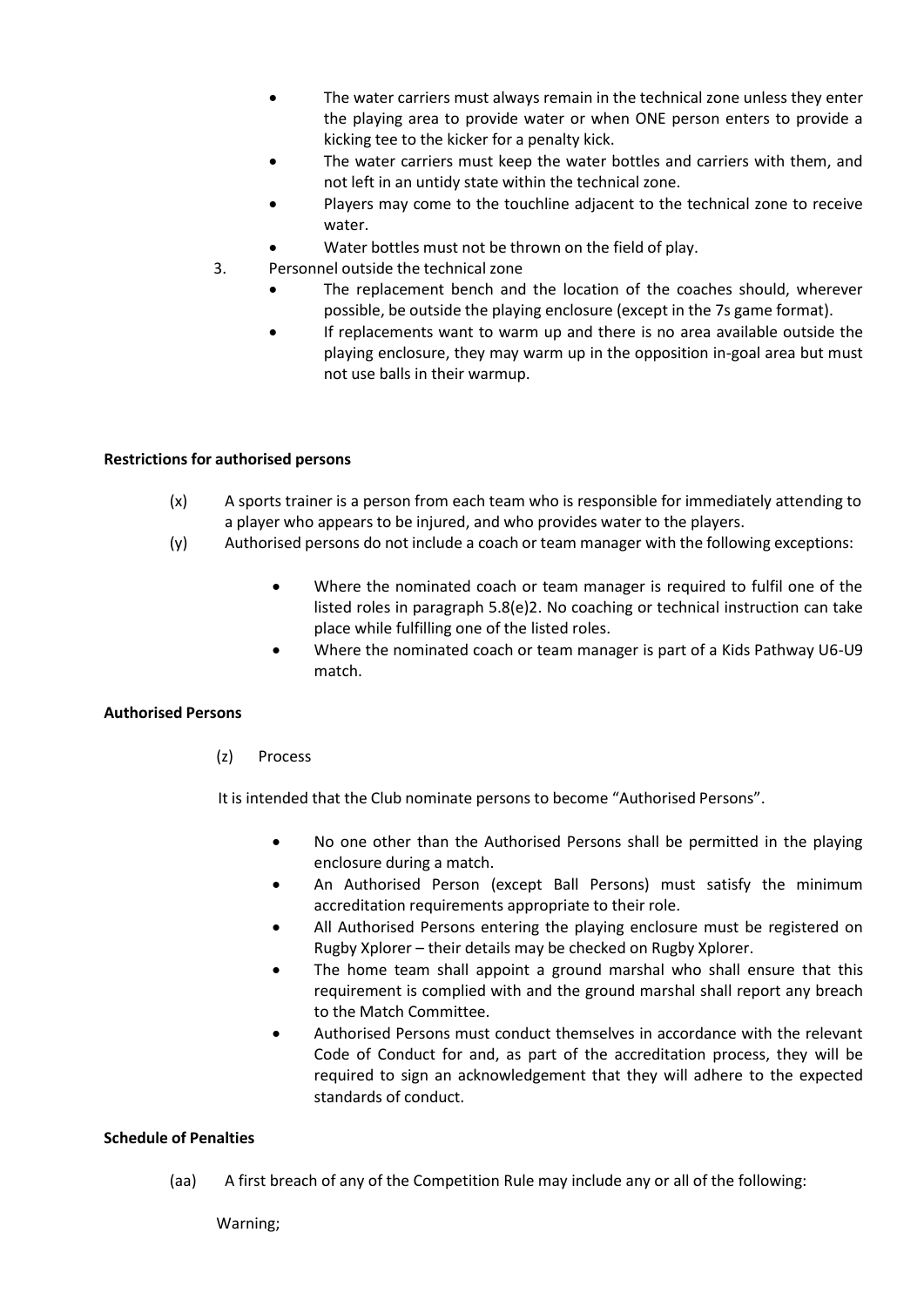- The water carriers must always remain in the technical zone unless they enter the playing area to provide water or when ONE person enters to provide a kicking tee to the kicker for a penalty kick.
- The water carriers must keep the water bottles and carriers with them, and not left in an untidy state within the technical zone.
- Players may come to the touchline adjacent to the technical zone to receive water.
- Water bottles must not be thrown on the field of play.

3. Personnel outside the technical zone
   - The replacement bench and the location of the coaches should, wherever possible, be outside the playing enclosure (except in the 7s game format).
   - If replacements want to warm up and there is no area available outside the playing enclosure, they may warm up in the opposition in-goal area but must not use balls in their warmup.

**Restrictions for authorised persons**

(x) A sports trainer is a person from each team who is responsible for immediately attending to a player who appears to be injured, and who provides water to the players.

(y) Authorised persons do not include a coach or team manager with the following exceptions:

- Where the nominated coach or team manager is required to fulfil one of the listed roles in paragraph 5.8(e)2. No coaching or technical instruction can take place while fulfilling one of the listed roles.
- Where the nominated coach or team manager is part of a Kids Pathway U6-U9 match.

**Authorised Persons**

(z) Process

It is intended that the Club nominate persons to become "Authorised Persons".

- No one other than the Authorised Persons shall be permitted in the playing enclosure during a match.
- An Authorised Person (except Ball Persons) must satisfy the minimum accreditation requirements appropriate to their role.
- All Authorised Persons entering the playing enclosure must be registered on Rugby Xplorer – their details may be checked on Rugby Xplorer.
- The home team shall appoint a ground marshal who shall ensure that this requirement is complied with and the ground marshal shall report any breach to the Match Committee.
- Authorised Persons must conduct themselves in accordance with the relevant Code of Conduct for and, as part of the accreditation process, they will be required to sign an acknowledgement that they will adhere to the expected standards of conduct.

**Schedule of Penalties**

(aa) A first breach of any of the Competition Rule may include any or all of the following:

Warning;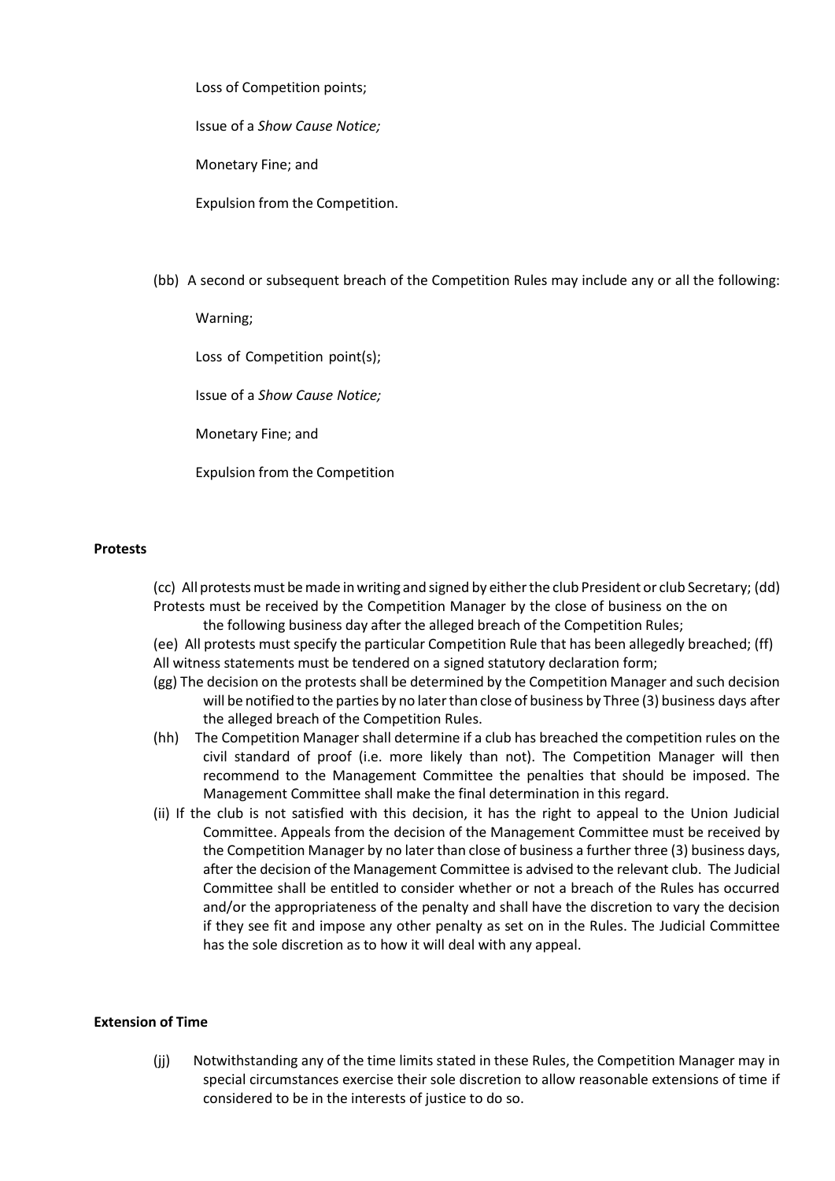Loss of Competition points;

Issue of a *Show Cause Notice;*

Monetary Fine; and

Expulsion from the Competition.

(bb) A second or subsequent breach of the Competition Rules may include any or all the following:

Warning;

Loss of Competition point(s);

Issue of a *Show Cause Notice;*

Monetary Fine; and

Expulsion from the Competition

**Protests**

(cc) All protests must be made in writing and signed by either the club President or club Secretary;

(dd) Protests must be received by the Competition Manager by the close of business on the on the following business day after the alleged breach of the Competition Rules;

(ee) All protests must specify the particular Competition Rule that has been allegedly breached;

(ff) All witness statements must be tendered on a signed statutory declaration form;

(gg) The decision on the protests shall be determined by the Competition Manager and such decision will be notified to the parties by no later than close of business by Three (3) business days after the alleged breach of the Competition Rules.

(hh) The Competition Manager shall determine if a club has breached the competition rules on the civil standard of proof (i.e. more likely than not). The Competition Manager will then recommend to the Management Committee the penalties that should be imposed. The Management Committee shall make the final determination in this regard.

(ii) If the club is not satisfied with this decision, it has the right to appeal to the Union Judicial Committee. Appeals from the decision of the Management Committee must be received by the Competition Manager by no later than close of business a further three (3) business days, after the decision of the Management Committee is advised to the relevant club. The Judicial Committee shall be entitled to consider whether or not a breach of the Rules has occurred and/or the appropriateness of the penalty and shall have the discretion to vary the decision if they see fit and impose any other penalty as set on in the Rules. The Judicial Committee has the sole discretion as to how it will deal with any appeal.

**Extension of Time**

(jj) Notwithstanding any of the time limits stated in these Rules, the Competition Manager may in special circumstances exercise their sole discretion to allow reasonable extensions of time if considered to be in the interests of justice to do so.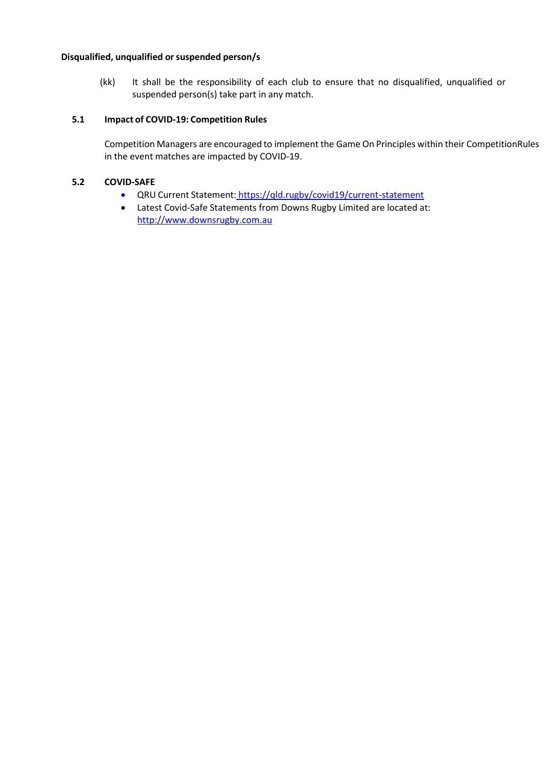**Disqualified, unqualified or suspended person/s**

(kk) It shall be the responsibility of each club to ensure that no disqualified, unqualified or suspended person(s) take part in any match.

### 5.1 Impact of COVID-19: Competition Rules

Competition Managers are encouraged to implement the Game On Principles within their CompetitionRules in the event matches are impacted by COVID-19.

### 5.2 COVID-SAFE

- QRU Current Statement: https://qld.rugby/covid19/current-statement
- Latest Covid-Safe Statements from Downs Rugby Limited are located at: http://www.downsrugby.com.au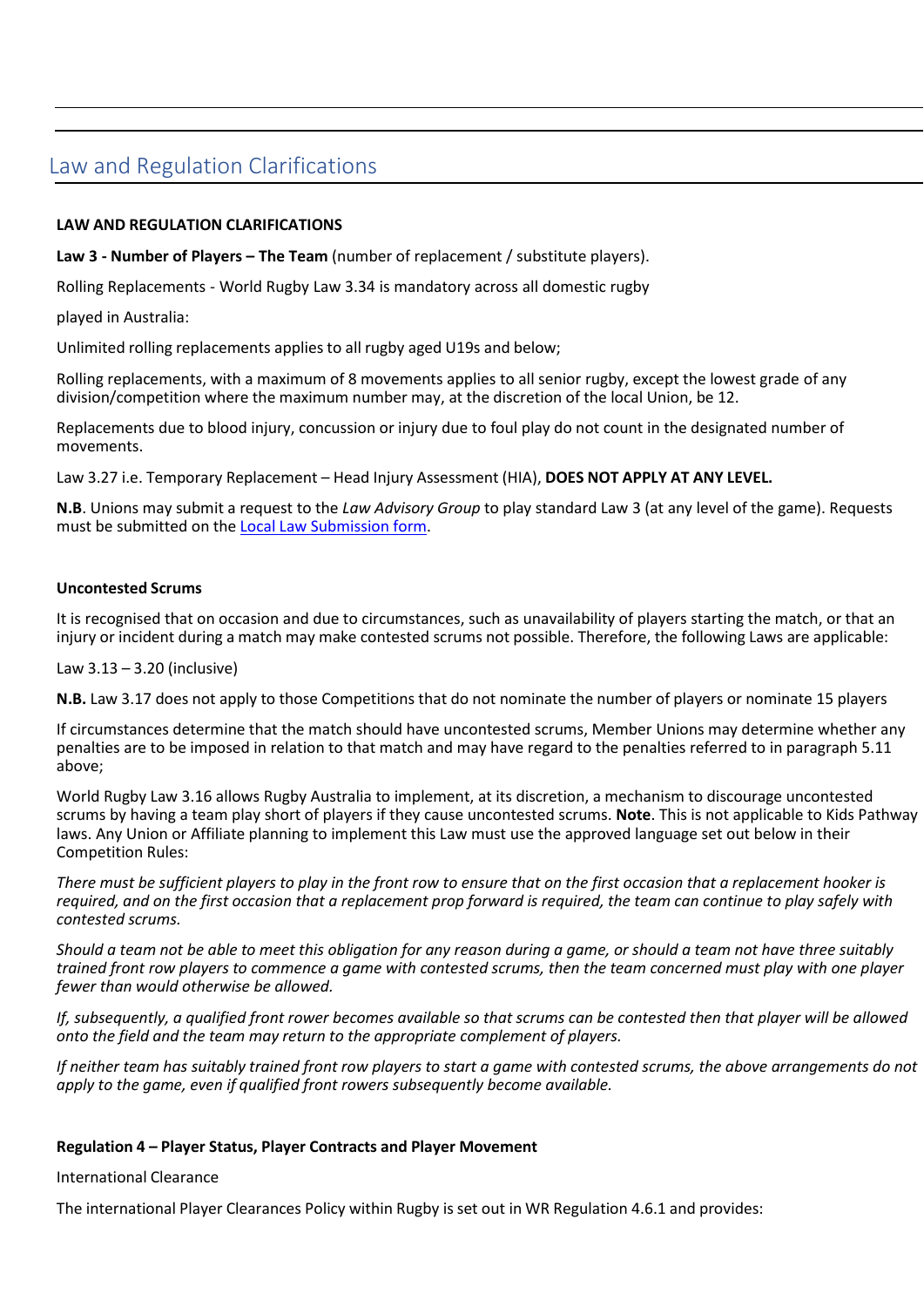# Law and Regulation Clarifications

**LAW AND REGULATION CLARIFICATIONS**

**Law 3 - Number of Players – The Team** (number of replacement / substitute players).

Rolling Replacements - World Rugby Law 3.34 is mandatory across all domestic rugby

played in Australia:

Unlimited rolling replacements applies to all rugby aged U19s and below;

Rolling replacements, with a maximum of 8 movements applies to all senior rugby, except the lowest grade of any division/competition where the maximum number may, at the discretion of the local Union, be 12.

Replacements due to blood injury, concussion or injury due to foul play do not count in the designated number of movements.

Law 3.27 i.e. Temporary Replacement – Head Injury Assessment (HIA), **DOES NOT APPLY AT ANY LEVEL.**

**N.B**. Unions may submit a request to the *Law Advisory Group* to play standard Law 3 (at any level of the game). Requests must be submitted on the Local Law Submission form.

**Uncontested Scrums**

It is recognised that on occasion and due to circumstances, such as unavailability of players starting the match, or that an injury or incident during a match may make contested scrums not possible. Therefore, the following Laws are applicable:

Law 3.13 – 3.20 (inclusive)

**N.B.** Law 3.17 does not apply to those Competitions that do not nominate the number of players or nominate 15 players

If circumstances determine that the match should have uncontested scrums, Member Unions may determine whether any penalties are to be imposed in relation to that match and may have regard to the penalties referred to in paragraph 5.11 above;

World Rugby Law 3.16 allows Rugby Australia to implement, at its discretion, a mechanism to discourage uncontested scrums by having a team play short of players if they cause uncontested scrums. **Note**. This is not applicable to Kids Pathway laws. Any Union or Affiliate planning to implement this Law must use the approved language set out below in their Competition Rules:

*There must be sufficient players to play in the front row to ensure that on the first occasion that a replacement hooker is required, and on the first occasion that a replacement prop forward is required, the team can continue to play safely with contested scrums.*

*Should a team not be able to meet this obligation for any reason during a game, or should a team not have three suitably trained front row players to commence a game with contested scrums, then the team concerned must play with one player fewer than would otherwise be allowed.*

*If, subsequently, a qualified front rower becomes available so that scrums can be contested then that player will be allowed onto the field and the team may return to the appropriate complement of players.*

*If neither team has suitably trained front row players to start a game with contested scrums, the above arrangements do not apply to the game, even if qualified front rowers subsequently become available.*

**Regulation 4 – Player Status, Player Contracts and Player Movement**

International Clearance

The international Player Clearances Policy within Rugby is set out in WR Regulation 4.6.1 and provides: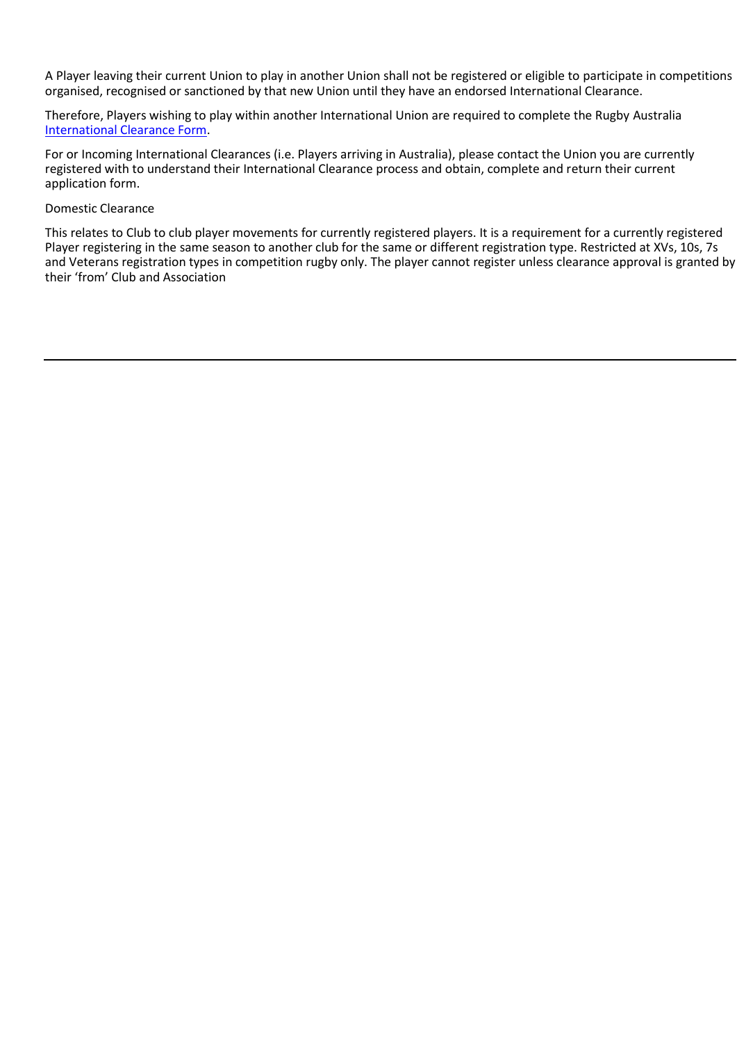A Player leaving their current Union to play in another Union shall not be registered or eligible to participate in competitions organised, recognised or sanctioned by that new Union until they have an endorsed International Clearance.

Therefore, Players wishing to play within another International Union are required to complete the Rugby Australia International Clearance Form.

For or Incoming International Clearances (i.e. Players arriving in Australia), please contact the Union you are currently registered with to understand their International Clearance process and obtain, complete and return their current application form.

Domestic Clearance

This relates to Club to club player movements for currently registered players. It is a requirement for a currently registered Player registering in the same season to another club for the same or different registration type. Restricted at XVs, 10s, 7s and Veterans registration types in competition rugby only. The player cannot register unless clearance approval is granted by their 'from' Club and Association

---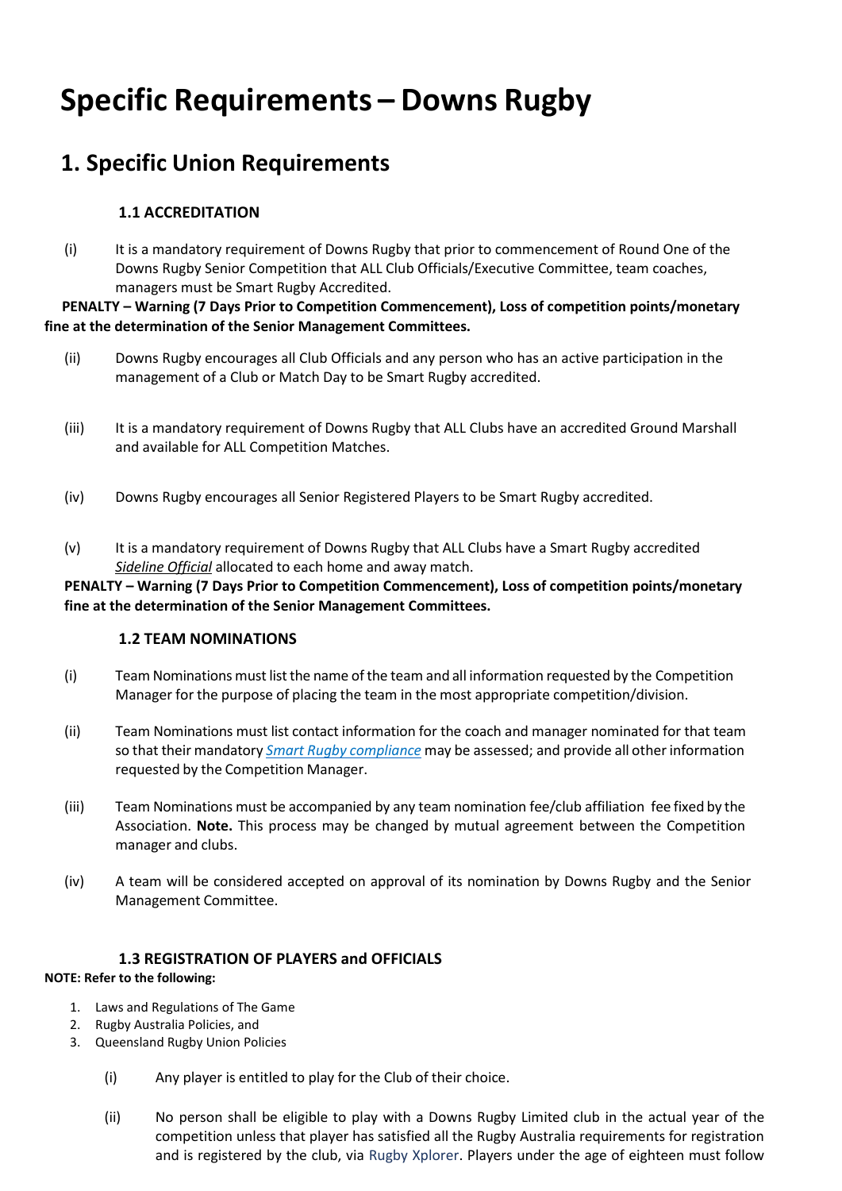# Specific Requirements – Downs Rugby

## 1. Specific Union Requirements

### 1.1 ACCREDITATION

(i) It is a mandatory requirement of Downs Rugby that prior to commencement of Round One of the Downs Rugby Senior Competition that ALL Club Officials/Executive Committee, team coaches, managers must be Smart Rugby Accredited.

**PENALTY – Warning (7 Days Prior to Competition Commencement), Loss of competition points/monetary fine at the determination of the Senior Management Committees.**

(ii) Downs Rugby encourages all Club Officials and any person who has an active participation in the management of a Club or Match Day to be Smart Rugby accredited.

(iii) It is a mandatory requirement of Downs Rugby that ALL Clubs have an accredited Ground Marshall and available for ALL Competition Matches.

(iv) Downs Rugby encourages all Senior Registered Players to be Smart Rugby accredited.

(v) It is a mandatory requirement of Downs Rugby that ALL Clubs have a Smart Rugby accredited *Sideline Official* allocated to each home and away match.

**PENALTY – Warning (7 Days Prior to Competition Commencement), Loss of competition points/monetary fine at the determination of the Senior Management Committees.**

### 1.2 TEAM NOMINATIONS

(i) Team Nominations must list the name of the team and all information requested by the Competition Manager for the purpose of placing the team in the most appropriate competition/division.

(ii) Team Nominations must list contact information for the coach and manager nominated for that team so that their mandatory *Smart Rugby compliance* may be assessed; and provide all other information requested by the Competition Manager.

(iii) Team Nominations must be accompanied by any team nomination fee/club affiliation fee fixed by the Association. **Note.** This process may be changed by mutual agreement between the Competition manager and clubs.

(iv) A team will be considered accepted on approval of its nomination by Downs Rugby and the Senior Management Committee.

### 1.3 REGISTRATION OF PLAYERS and OFFICIALS

**NOTE: Refer to the following:**

1. Laws and Regulations of The Game
2. Rugby Australia Policies, and
3. Queensland Rugby Union Policies

(i) Any player is entitled to play for the Club of their choice.

(ii) No person shall be eligible to play with a Downs Rugby Limited club in the actual year of the competition unless that player has satisfied all the Rugby Australia requirements for registration and is registered by the club, via Rugby Xplorer. Players under the age of eighteen must follow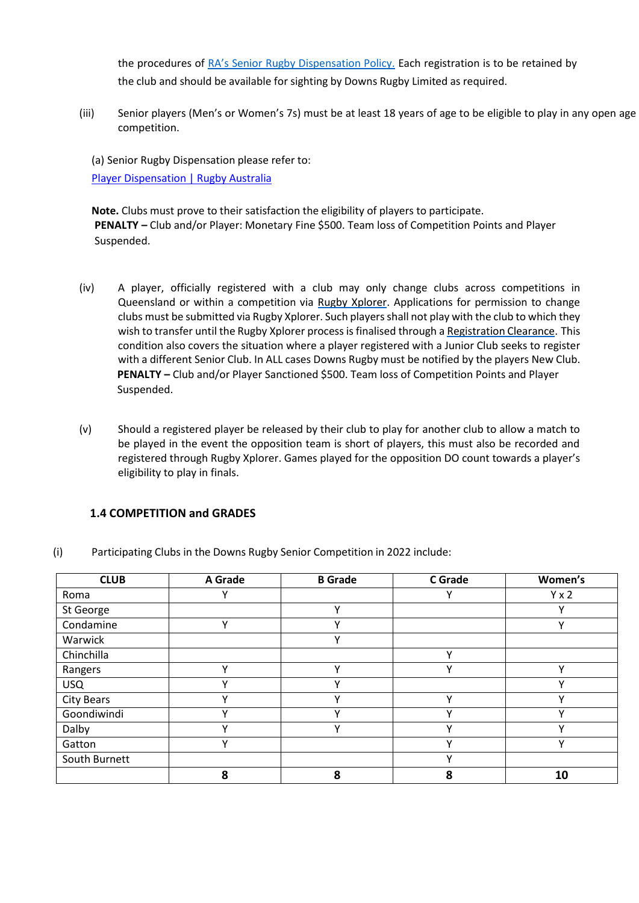the procedures of [RA's Senior Rugby Dispensation Policy.](#) Each registration is to be retained by the club and should be available for sighting by Downs Rugby Limited as required.

(iii) Senior players (Men's or Women's 7s) must be at least 18 years of age to be eligible to play in any open age competition.

(a) Senior Rugby Dispensation please refer to:
[Player Dispensation | Rugby Australia](#)

**Note.** Clubs must prove to their satisfaction the eligibility of players to participate.
**PENALTY –** Club and/or Player: Monetary Fine $500. Team loss of Competition Points and Player Suspended.

(iv) A player, officially registered with a club may only change clubs across competitions in Queensland or within a competition via Rugby Xplorer. Applications for permission to change clubs must be submitted via Rugby Xplorer. Such players shall not play with the club to which they wish to transfer until the Rugby Xplorer process is finalised through a Registration Clearance. This condition also covers the situation where a player registered with a Junior Club seeks to register with a different Senior Club. In ALL cases Downs Rugby must be notified by the players New Club.
**PENALTY –** Club and/or Player Sanctioned $500. Team loss of Competition Points and Player Suspended.

(v) Should a registered player be released by their club to play for another club to allow a match to be played in the event the opposition team is short of players, this must also be recorded and registered through Rugby Xplorer. Games played for the opposition DO count towards a player's eligibility to play in finals.

### 1.4 COMPETITION and GRADES

(i) Participating Clubs in the Downs Rugby Senior Competition in 2022 include:

| CLUB | A Grade | B Grade | C Grade | Women's |
|---|---|---|---|---|
| Roma | Y | | Y | Y x 2 |
| St George | | Y | | Y |
| Condamine | Y | Y | | Y |
| Warwick | | Y | | |
| Chinchilla | | | Y | |
| Rangers | Y | Y | Y | Y |
| USQ | Y | Y | | Y |
| City Bears | Y | Y | Y | Y |
| Goondiwindi | Y | Y | Y | Y |
| Dalby | Y | Y | Y | Y |
| Gatton | Y | | Y | Y |
| South Burnett | | | Y | |
| | **8** | **8** | **8** | **10** |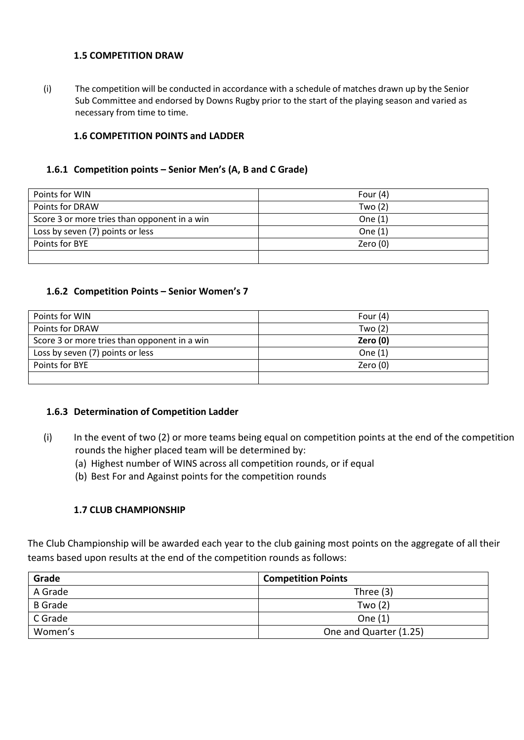### 1.5 COMPETITION DRAW

(i) The competition will be conducted in accordance with a schedule of matches drawn up by the Senior Sub Committee and endorsed by Downs Rugby prior to the start of the playing season and varied as necessary from time to time.

### 1.6 COMPETITION POINTS and LADDER

#### 1.6.1 Competition points – Senior Men's (A, B and C Grade)

| | |
|---|---|
| Points for WIN | Four (4) |
| Points for DRAW | Two (2) |
| Score 3 or more tries than opponent in a win | One (1) |
| Loss by seven (7) points or less | One (1) |
| Points for BYE | Zero (0) |
| | |

#### 1.6.2 Competition Points – Senior Women's 7

| | |
|---|---|
| Points for WIN | Four (4) |
| Points for DRAW | Two (2) |
| Score 3 or more tries than opponent in a win | **Zero (0)** |
| Loss by seven (7) points or less | One (1) |
| Points for BYE | Zero (0) |
| | |

#### 1.6.3 Determination of Competition Ladder

(i) In the event of two (2) or more teams being equal on competition points at the end of the competition rounds the higher placed team will be determined by:

(a) Highest number of WINS across all competition rounds, or if equal

(b) Best For and Against points for the competition rounds

### 1.7 CLUB CHAMPIONSHIP

The Club Championship will be awarded each year to the club gaining most points on the aggregate of all their teams based upon results at the end of the competition rounds as follows:

| Grade | Competition Points |
|---|---|
| A Grade | Three (3) |
| B Grade | Two (2) |
| C Grade | One (1) |
| Women's | One and Quarter (1.25) |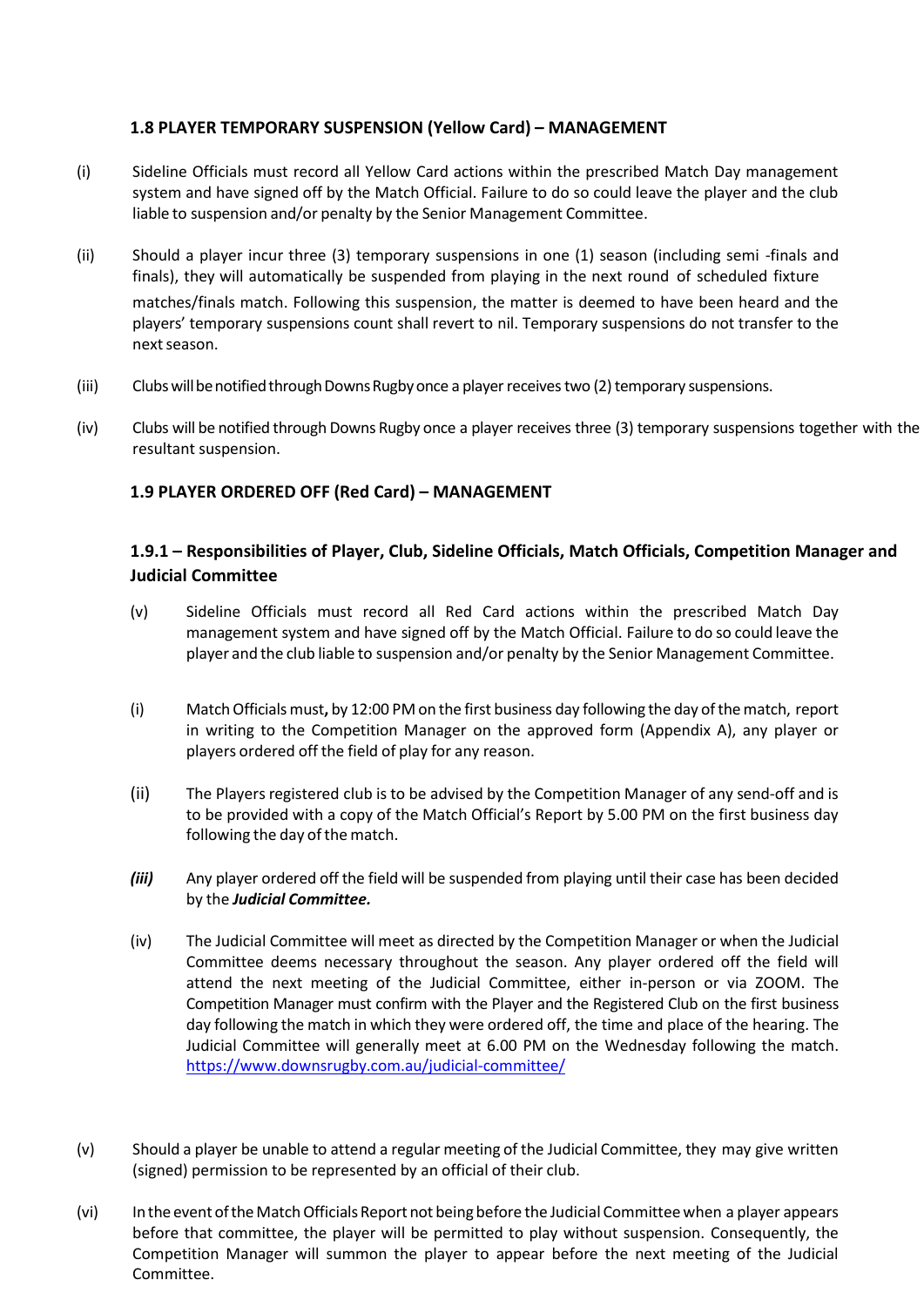### 1.8 PLAYER TEMPORARY SUSPENSION (Yellow Card) – MANAGEMENT

(i) Sideline Officials must record all Yellow Card actions within the prescribed Match Day management system and have signed off by the Match Official. Failure to do so could leave the player and the club liable to suspension and/or penalty by the Senior Management Committee.

(ii) Should a player incur three (3) temporary suspensions in one (1) season (including semi -finals and finals), they will automatically be suspended from playing in the next round of scheduled fixture matches/finals match. Following this suspension, the matter is deemed to have been heard and the players' temporary suspensions count shall revert to nil. Temporary suspensions do not transfer to the next season.

(iii) Clubs will be notified through Downs Rugby once a player receives two (2) temporary suspensions.

(iv) Clubs will be notified through Downs Rugby once a player receives three (3) temporary suspensions together with the resultant suspension.

### 1.9 PLAYER ORDERED OFF (Red Card) – MANAGEMENT

#### 1.9.1 – Responsibilities of Player, Club, Sideline Officials, Match Officials, Competition Manager and Judicial Committee

(v) Sideline Officials must record all Red Card actions within the prescribed Match Day management system and have signed off by the Match Official. Failure to do so could leave the player and the club liable to suspension and/or penalty by the Senior Management Committee.

(i) Match Officials must**,** by 12:00 PM on the first business day following the day of the match, report in writing to the Competition Manager on the approved form (Appendix A), any player or players ordered off the field of play for any reason.

(ii) The Players registered club is to be advised by the Competition Manager of any send-off and is to be provided with a copy of the Match Official's Report by 5.00 PM on the first business day following the day of the match.

***(iii)*** Any player ordered off the field will be suspended from playing until their case has been decided by the ***Judicial Committee.***

(iv) The Judicial Committee will meet as directed by the Competition Manager or when the Judicial Committee deems necessary throughout the season. Any player ordered off the field will attend the next meeting of the Judicial Committee, either in-person or via ZOOM. The Competition Manager must confirm with the Player and the Registered Club on the first business day following the match in which they were ordered off, the time and place of the hearing. The Judicial Committee will generally meet at 6.00 PM on the Wednesday following the match. [https://www.downsrugby.com.au/judicial-committee/](https://www.downsrugby.com.au/judicial-committee/)

(v) Should a player be unable to attend a regular meeting of the Judicial Committee, they may give written (signed) permission to be represented by an official of their club.

(vi) In the event of the Match Officials Report not being before the Judicial Committee when a player appears before that committee, the player will be permitted to play without suspension. Consequently, the Competition Manager will summon the player to appear before the next meeting of the Judicial Committee.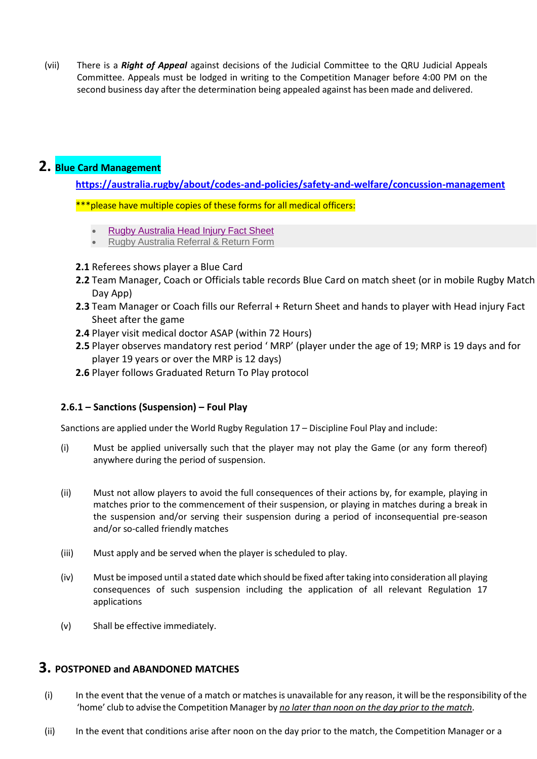(vii) There is a ***Right of Appeal*** against decisions of the Judicial Committee to the QRU Judicial Appeals Committee. Appeals must be lodged in writing to the Competition Manager before 4:00 PM on the second business day after the determination being appealed against has been made and delivered.

## 2. Blue Card Management

**https://australia.rugby/about/codes-and-policies/safety-and-welfare/concussion-management**

***please have multiple copies of these forms for all medical officers:

- Rugby Australia Head Injury Fact Sheet
- Rugby Australia Referral & Return Form

**2.1** Referees shows player a Blue Card

**2.2** Team Manager, Coach or Officials table records Blue Card on match sheet (or in mobile Rugby Match Day App)

**2.3** Team Manager or Coach fills our Referral + Return Sheet and hands to player with Head injury Fact Sheet after the game

**2.4** Player visit medical doctor ASAP (within 72 Hours)

**2.5** Player observes mandatory rest period ' MRP' (player under the age of 19; MRP is 19 days and for player 19 years or over the MRP is 12 days)

**2.6** Player follows Graduated Return To Play protocol

### 2.6.1 – Sanctions (Suspension) – Foul Play

Sanctions are applied under the World Rugby Regulation 17 – Discipline Foul Play and include:

(i) Must be applied universally such that the player may not play the Game (or any form thereof) anywhere during the period of suspension.

(ii) Must not allow players to avoid the full consequences of their actions by, for example, playing in matches prior to the commencement of their suspension, or playing in matches during a break in the suspension and/or serving their suspension during a period of inconsequential pre-season and/or so-called friendly matches

(iii) Must apply and be served when the player is scheduled to play.

(iv) Must be imposed until a stated date which should be fixed after taking into consideration all playing consequences of such suspension including the application of all relevant Regulation 17 applications

(v) Shall be effective immediately.

## 3. POSTPONED and ABANDONED MATCHES

(i) In the event that the venue of a match or matches is unavailable for any reason, it will be the responsibility of the 'home' club to advise the Competition Manager by *no later than noon on the day prior to the match*.

(ii) In the event that conditions arise after noon on the day prior to the match, the Competition Manager or a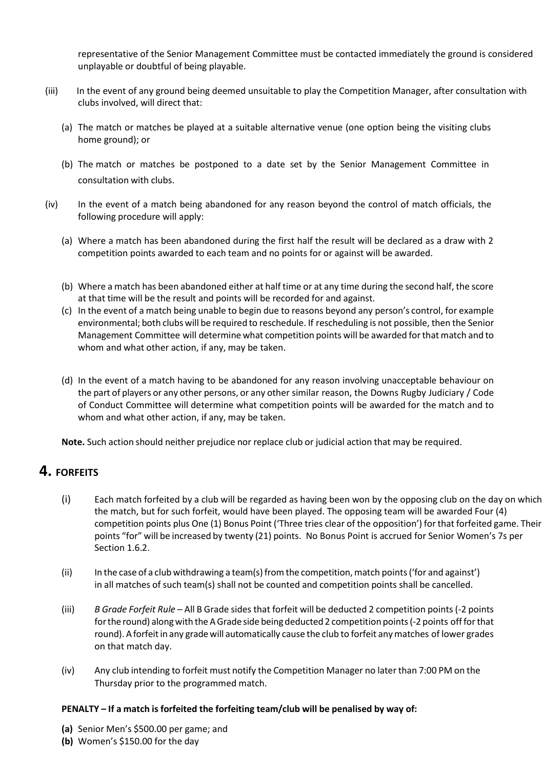representative of the Senior Management Committee must be contacted immediately the ground is considered unplayable or doubtful of being playable.

(iii) In the event of any ground being deemed unsuitable to play the Competition Manager, after consultation with clubs involved, will direct that:

(a) The match or matches be played at a suitable alternative venue (one option being the visiting clubs home ground); or

(b) The match or matches be postponed to a date set by the Senior Management Committee in consultation with clubs.

(iv) In the event of a match being abandoned for any reason beyond the control of match officials, the following procedure will apply:

(a) Where a match has been abandoned during the first half the result will be declared as a draw with 2 competition points awarded to each team and no points for or against will be awarded.

(b) Where a match has been abandoned either at half time or at any time during the second half, the score at that time will be the result and points will be recorded for and against.

(c) In the event of a match being unable to begin due to reasons beyond any person's control, for example environmental; both clubs will be required to reschedule. If rescheduling is not possible, then the Senior Management Committee will determine what competition points will be awarded for that match and to whom and what other action, if any, may be taken.

(d) In the event of a match having to be abandoned for any reason involving unacceptable behaviour on the part of players or any other persons, or any other similar reason, the Downs Rugby Judiciary / Code of Conduct Committee will determine what competition points will be awarded for the match and to whom and what other action, if any, may be taken.

**Note.** Such action should neither prejudice nor replace club or judicial action that may be required.

# 4. FORFEITS

(i) Each match forfeited by a club will be regarded as having been won by the opposing club on the day on which the match, but for such forfeit, would have been played. The opposing team will be awarded Four (4) competition points plus One (1) Bonus Point ('Three tries clear of the opposition') for that forfeited game. Their points "for" will be increased by twenty (21) points. No Bonus Point is accrued for Senior Women's 7s per Section 1.6.2.

(ii) In the case of a club withdrawing a team(s) from the competition, match points ('for and against') in all matches of such team(s) shall not be counted and competition points shall be cancelled.

(iii) *B Grade Forfeit Rule* – All B Grade sides that forfeit will be deducted 2 competition points (-2 points for the round) along with the A Grade side being deducted 2 competition points (-2 points off for that round). A forfeit in any grade will automatically cause the club to forfeit any matches of lower grades on that match day.

(iv) Any club intending to forfeit must notify the Competition Manager no later than 7:00 PM on the Thursday prior to the programmed match.

**PENALTY – If a match is forfeited the forfeiting team/club will be penalised by way of:**

**(a)** Senior Men's $500.00 per game; and
**(b)** Women's $150.00 for the day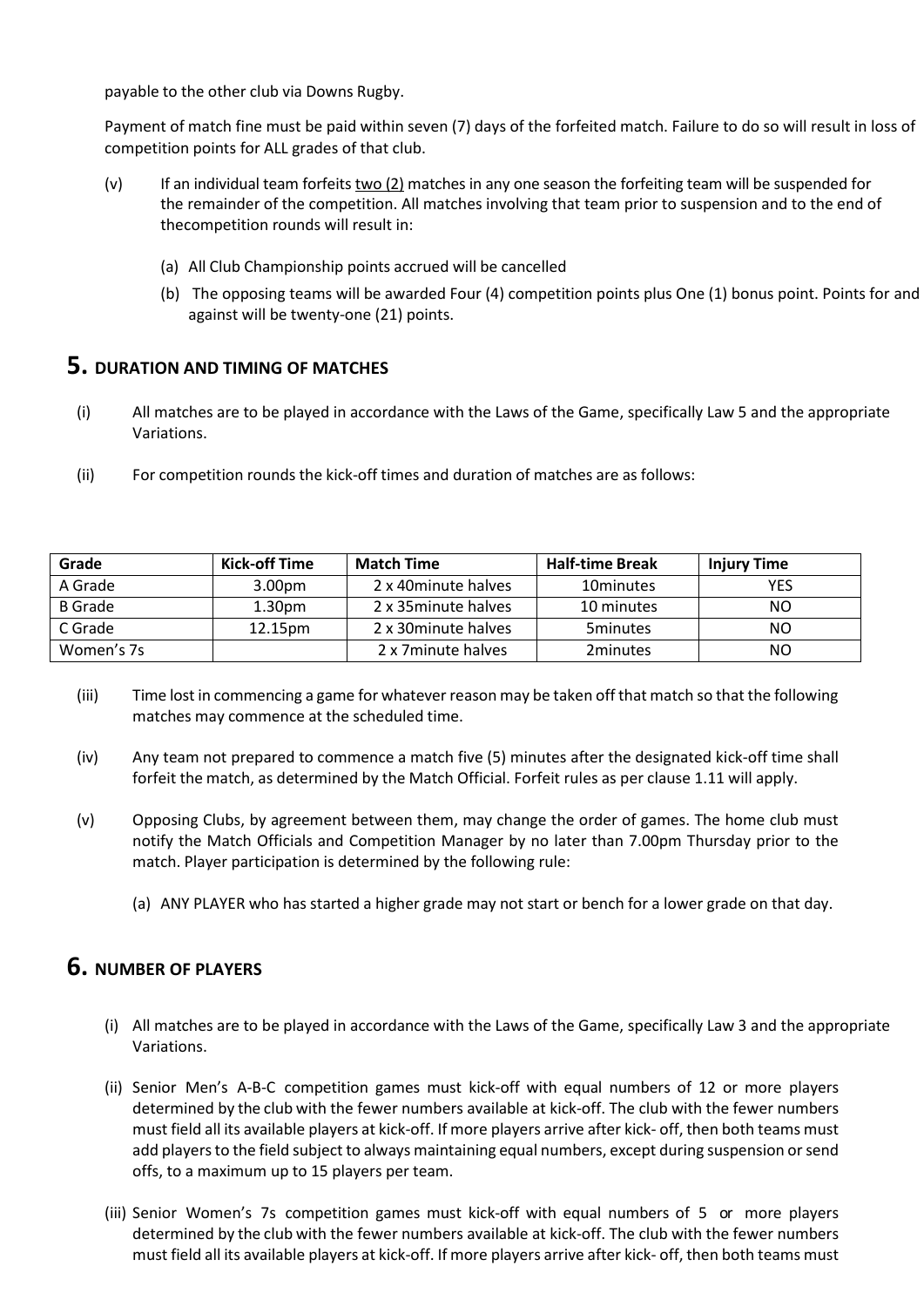payable to the other club via Downs Rugby.

Payment of match fine must be paid within seven (7) days of the forfeited match. Failure to do so will result in loss of competition points for ALL grades of that club.

(v) If an individual team forfeits two (2) matches in any one season the forfeiting team will be suspended for the remainder of the competition. All matches involving that team prior to suspension and to the end of thecompetition rounds will result in:

(a) All Club Championship points accrued will be cancelled

(b) The opposing teams will be awarded Four (4) competition points plus One (1) bonus point. Points for and against will be twenty-one (21) points.

## 5. DURATION AND TIMING OF MATCHES

(i) All matches are to be played in accordance with the Laws of the Game, specifically Law 5 and the appropriate Variations.

(ii) For competition rounds the kick-off times and duration of matches are as follows:

| Grade | Kick-off Time | Match Time | Half-time Break | Injury Time |
|---|---|---|---|---|
| A Grade | 3.00pm | 2 x 40minute halves | 10minutes | YES |
| B Grade | 1.30pm | 2 x 35minute halves | 10 minutes | NO |
| C Grade | 12.15pm | 2 x 30minute halves | 5minutes | NO |
| Women's 7s | | 2 x 7minute halves | 2minutes | NO |

(iii) Time lost in commencing a game for whatever reason may be taken off that match so that the following matches may commence at the scheduled time.

(iv) Any team not prepared to commence a match five (5) minutes after the designated kick-off time shall forfeit the match, as determined by the Match Official. Forfeit rules as per clause 1.11 will apply.

(v) Opposing Clubs, by agreement between them, may change the order of games. The home club must notify the Match Officials and Competition Manager by no later than 7.00pm Thursday prior to the match. Player participation is determined by the following rule:

(a) ANY PLAYER who has started a higher grade may not start or bench for a lower grade on that day.

## 6. NUMBER OF PLAYERS

(i) All matches are to be played in accordance with the Laws of the Game, specifically Law 3 and the appropriate Variations.

(ii) Senior Men's A-B-C competition games must kick-off with equal numbers of 12 or more players determined by the club with the fewer numbers available at kick-off. The club with the fewer numbers must field all its available players at kick-off. If more players arrive after kick- off, then both teams must add players to the field subject to always maintaining equal numbers, except during suspension or send offs, to a maximum up to 15 players per team.

(iii) Senior Women's 7s competition games must kick-off with equal numbers of 5 or more players determined by the club with the fewer numbers available at kick-off. The club with the fewer numbers must field all its available players at kick-off. If more players arrive after kick- off, then both teams must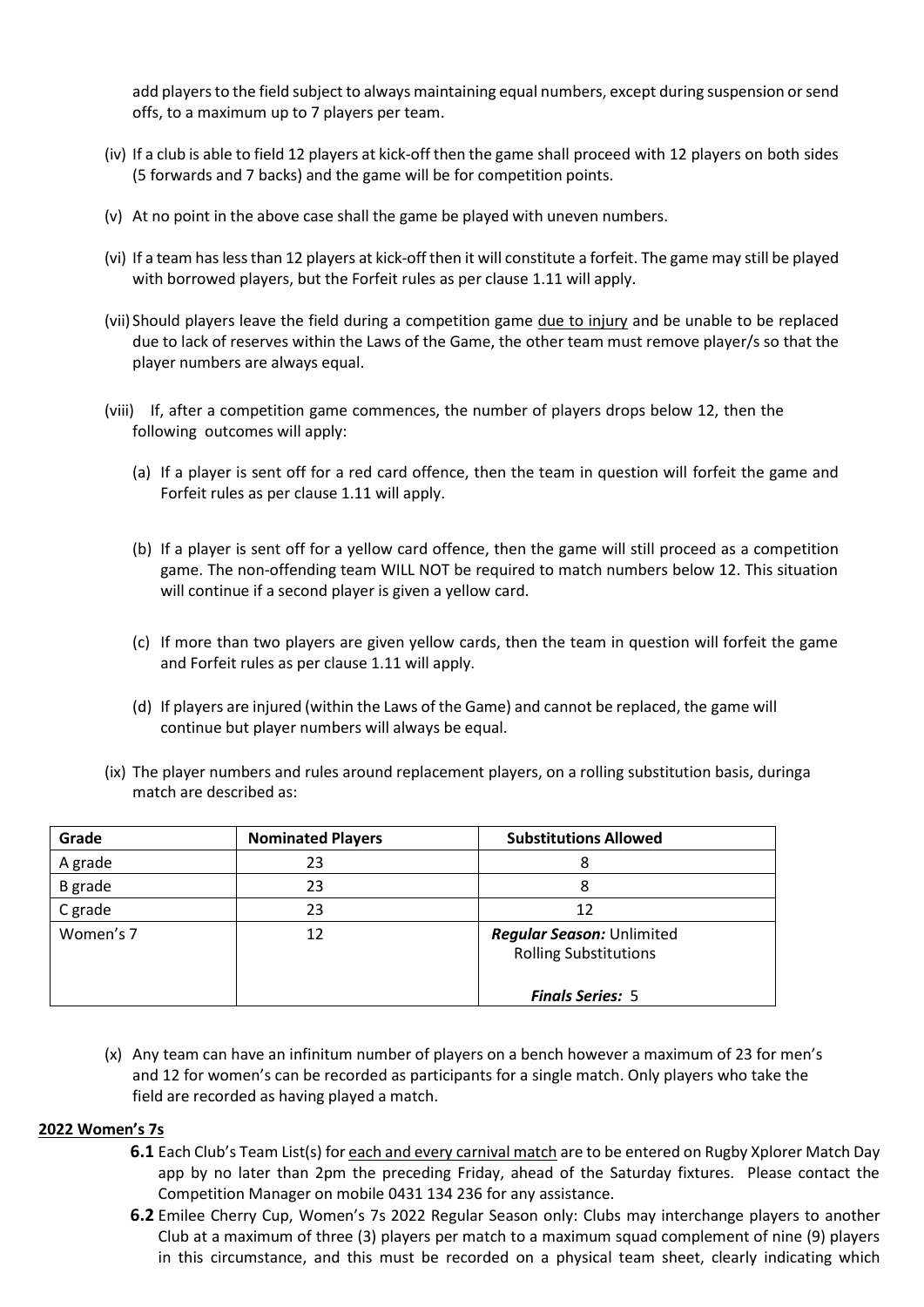add players to the field subject to always maintaining equal numbers, except during suspension or send offs, to a maximum up to 7 players per team.

(iv) If a club is able to field 12 players at kick-off then the game shall proceed with 12 players on both sides (5 forwards and 7 backs) and the game will be for competition points.

(v) At no point in the above case shall the game be played with uneven numbers.

(vi) If a team has less than 12 players at kick-off then it will constitute a forfeit. The game may still be played with borrowed players, but the Forfeit rules as per clause 1.11 will apply.

(vii) Should players leave the field during a competition game due to injury and be unable to be replaced due to lack of reserves within the Laws of the Game, the other team must remove player/s so that the player numbers are always equal.

(viii) If, after a competition game commences, the number of players drops below 12, then the following outcomes will apply:

(a) If a player is sent off for a red card offence, then the team in question will forfeit the game and Forfeit rules as per clause 1.11 will apply.

(b) If a player is sent off for a yellow card offence, then the game will still proceed as a competition game. The non-offending team WILL NOT be required to match numbers below 12. This situation will continue if a second player is given a yellow card.

(c) If more than two players are given yellow cards, then the team in question will forfeit the game and Forfeit rules as per clause 1.11 will apply.

(d) If players are injured (within the Laws of the Game) and cannot be replaced, the game will continue but player numbers will always be equal.

(ix) The player numbers and rules around replacement players, on a rolling substitution basis, duringa match are described as:

| Grade | Nominated Players | Substitutions Allowed |
|---|---|---|
| A grade | 23 | 8 |
| B grade | 23 | 8 |
| C grade | 23 | 12 |
| Women's 7 | 12 | ***Regular Season:*** Unlimited Rolling Substitutions<br><br>***Finals Series:*** 5 |

(x) Any team can have an infinitum number of players on a bench however a maximum of 23 for men's and 12 for women's can be recorded as participants for a single match. Only players who take the field are recorded as having played a match.

**2022 Women's 7s**

**6.1** Each Club's Team List(s) for each and every carnival match are to be entered on Rugby Xplorer Match Day app by no later than 2pm the preceding Friday, ahead of the Saturday fixtures. Please contact the Competition Manager on mobile 0431 134 236 for any assistance.

**6.2** Emilee Cherry Cup, Women's 7s 2022 Regular Season only: Clubs may interchange players to another Club at a maximum of three (3) players per match to a maximum squad complement of nine (9) players in this circumstance, and this must be recorded on a physical team sheet, clearly indicating which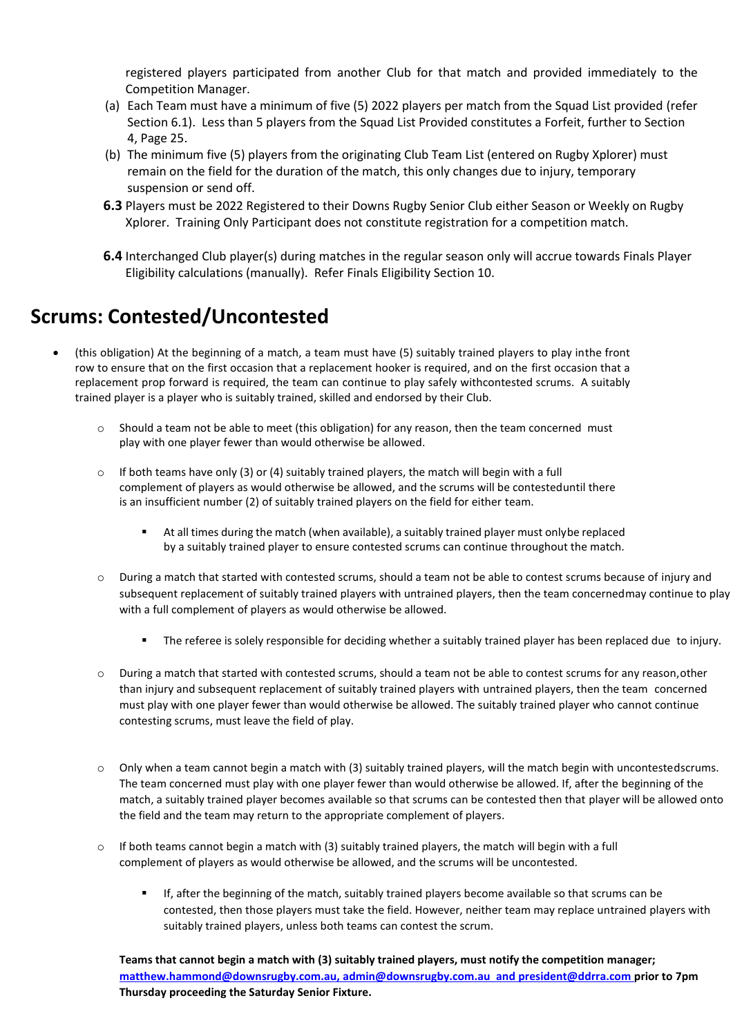registered players participated from another Club for that match and provided immediately to the Competition Manager.

(a) Each Team must have a minimum of five (5) 2022 players per match from the Squad List provided (refer Section 6.1). Less than 5 players from the Squad List Provided constitutes a Forfeit, further to Section 4, Page 25.

(b) The minimum five (5) players from the originating Club Team List (entered on Rugby Xplorer) must remain on the field for the duration of the match, this only changes due to injury, temporary suspension or send off.

**6.3** Players must be 2022 Registered to their Downs Rugby Senior Club either Season or Weekly on Rugby Xplorer. Training Only Participant does not constitute registration for a competition match.

**6.4** Interchanged Club player(s) during matches in the regular season only will accrue towards Finals Player Eligibility calculations (manually). Refer Finals Eligibility Section 10.

# Scrums: Contested/Uncontested

- (this obligation) At the beginning of a match, a team must have (5) suitably trained players to play inthe front row to ensure that on the first occasion that a replacement hooker is required, and on the first occasion that a replacement prop forward is required, the team can continue to play safely withcontested scrums. A suitably trained player is a player who is suitably trained, skilled and endorsed by their Club.
  - Should a team not be able to meet (this obligation) for any reason, then the team concerned must play with one player fewer than would otherwise be allowed.
  - If both teams have only (3) or (4) suitably trained players, the match will begin with a full complement of players as would otherwise be allowed, and the scrums will be contesteduntil there is an insufficient number (2) of suitably trained players on the field for either team.
    - At all times during the match (when available), a suitably trained player must onlybe replaced by a suitably trained player to ensure contested scrums can continue throughout the match.
  - During a match that started with contested scrums, should a team not be able to contest scrums because of injury and subsequent replacement of suitably trained players with untrained players, then the team concernedmay continue to play with a full complement of players as would otherwise be allowed.
    - The referee is solely responsible for deciding whether a suitably trained player has been replaced due to injury.
  - During a match that started with contested scrums, should a team not be able to contest scrums for any reason,other than injury and subsequent replacement of suitably trained players with untrained players, then the team concerned must play with one player fewer than would otherwise be allowed. The suitably trained player who cannot continue contesting scrums, must leave the field of play.
  - Only when a team cannot begin a match with (3) suitably trained players, will the match begin with uncontestedscrums. The team concerned must play with one player fewer than would otherwise be allowed. If, after the beginning of the match, a suitably trained player becomes available so that scrums can be contested then that player will be allowed onto the field and the team may return to the appropriate complement of players.
  - If both teams cannot begin a match with (3) suitably trained players, the match will begin with a full complement of players as would otherwise be allowed, and the scrums will be uncontested.
    - If, after the beginning of the match, suitably trained players become available so that scrums can be contested, then those players must take the field. However, neither team may replace untrained players with suitably trained players, unless both teams can contest the scrum.

**Teams that cannot begin a match with (3) suitably trained players, must notify the competition manager; matthew.hammond@downsrugby.com.au, admin@downsrugby.com.au and president@ddrra.com prior to 7pm Thursday proceeding the Saturday Senior Fixture.**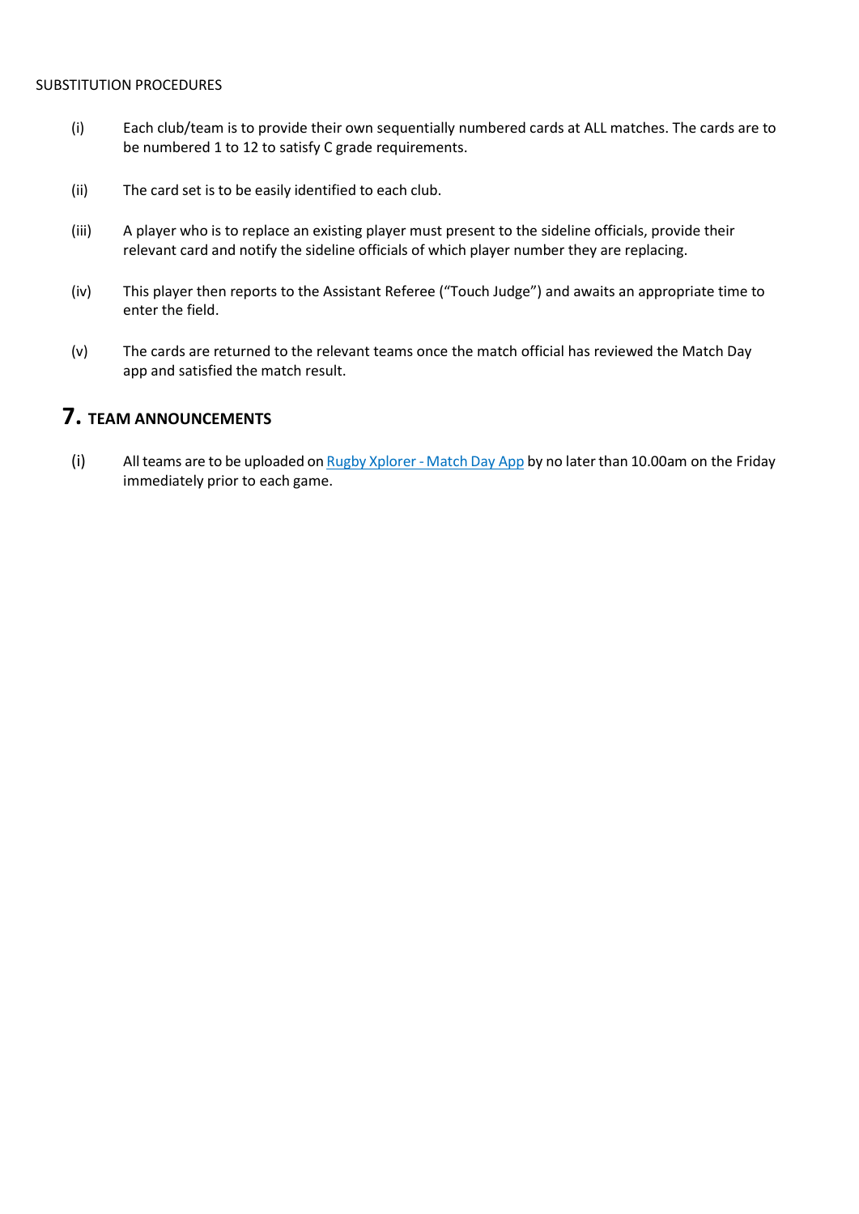SUBSTITUTION PROCEDURES

(i) Each club/team is to provide their own sequentially numbered cards at ALL matches. The cards are to be numbered 1 to 12 to satisfy C grade requirements.

(ii) The card set is to be easily identified to each club.

(iii) A player who is to replace an existing player must present to the sideline officials, provide their relevant card and notify the sideline officials of which player number they are replacing.

(iv) This player then reports to the Assistant Referee ("Touch Judge") and awaits an appropriate time to enter the field.

(v) The cards are returned to the relevant teams once the match official has reviewed the Match Day app and satisfied the match result.

## 7. TEAM ANNOUNCEMENTS

(i) All teams are to be uploaded on Rugby Xplorer - Match Day App by no later than 10.00am on the Friday immediately prior to each game.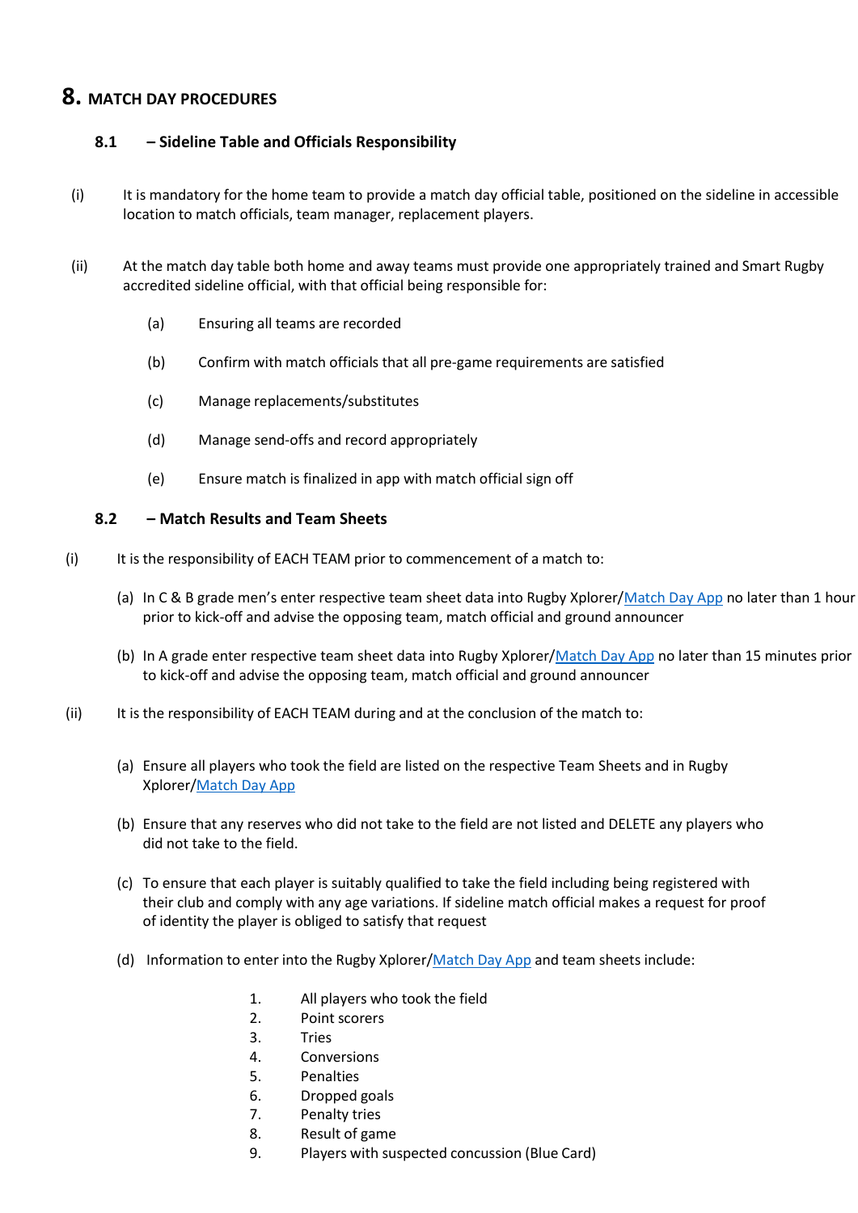# 8. MATCH DAY PROCEDURES

## 8.1 – Sideline Table and Officials Responsibility

(i) It is mandatory for the home team to provide a match day official table, positioned on the sideline in accessible location to match officials, team manager, replacement players.

(ii) At the match day table both home and away teams must provide one appropriately trained and Smart Rugby accredited sideline official, with that official being responsible for:

- (a) Ensuring all teams are recorded
- (b) Confirm with match officials that all pre-game requirements are satisfied
- (c) Manage replacements/substitutes
- (d) Manage send-offs and record appropriately
- (e) Ensure match is finalized in app with match official sign off

## 8.2 – Match Results and Team Sheets

(i) It is the responsibility of EACH TEAM prior to commencement of a match to:

- (a) In C & B grade men's enter respective team sheet data into Rugby Xplorer/Match Day App no later than 1 hour prior to kick-off and advise the opposing team, match official and ground announcer
- (b) In A grade enter respective team sheet data into Rugby Xplorer/Match Day App no later than 15 minutes prior to kick-off and advise the opposing team, match official and ground announcer

(ii) It is the responsibility of EACH TEAM during and at the conclusion of the match to:

- (a) Ensure all players who took the field are listed on the respective Team Sheets and in Rugby Xplorer/Match Day App
- (b) Ensure that any reserves who did not take to the field are not listed and DELETE any players who did not take to the field.
- (c) To ensure that each player is suitably qualified to take the field including being registered with their club and comply with any age variations. If sideline match official makes a request for proof of identity the player is obliged to satisfy that request
- (d) Information to enter into the Rugby Xplorer/Match Day App and team sheets include:
  1. All players who took the field
  2. Point scorers
  3. Tries
  4. Conversions
  5. Penalties
  6. Dropped goals
  7. Penalty tries
  8. Result of game
  9. Players with suspected concussion (Blue Card)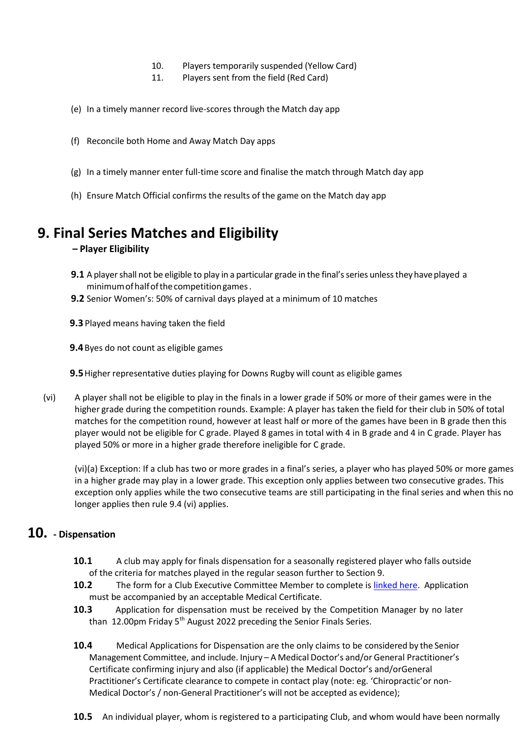10. Players temporarily suspended (Yellow Card)
11. Players sent from the field (Red Card)

(e) In a timely manner record live-scores through the Match day app

(f) Reconcile both Home and Away Match Day apps

(g) In a timely manner enter full-time score and finalise the match through Match day app

(h) Ensure Match Official confirms the results of the game on the Match day app

# 9. Final Series Matches and Eligibility

**– Player Eligibility**

**9.1** A player shall not be eligible to play in a particular grade in the final's series unless they have played a minimum of half of the competition games.

**9.2** Senior Women's: 50% of carnival days played at a minimum of 10 matches

**9.3** Played means having taken the field

**9.4** Byes do not count as eligible games

**9.5** Higher representative duties playing for Downs Rugby will count as eligible games

(vi) A player shall not be eligible to play in the finals in a lower grade if 50% or more of their games were in the higher grade during the competition rounds. Example: A player has taken the field for their club in 50% of total matches for the competition round, however at least half or more of the games have been in B grade then this player would not be eligible for C grade. Played 8 games in total with 4 in B grade and 4 in C grade. Player has played 50% or more in a higher grade therefore ineligible for C grade.

(vi)(a) Exception: If a club has two or more grades in a final's series, a player who has played 50% or more games in a higher grade may play in a lower grade. This exception only applies between two consecutive grades. This exception only applies while the two consecutive teams are still participating in the final series and when this no longer applies then rule 9.4 (vi) applies.

# 10. - Dispensation

**10.1** A club may apply for finals dispensation for a seasonally registered player who falls outside of the criteria for matches played in the regular season further to Section 9.

**10.2** The form for a Club Executive Committee Member to complete is [linked here](). Application must be accompanied by an acceptable Medical Certificate.

**10.3** Application for dispensation must be received by the Competition Manager by no later than 12.00pm Friday 5th August 2022 preceding the Senior Finals Series.

**10.4** Medical Applications for Dispensation are the only claims to be considered by the Senior Management Committee, and include. Injury – A Medical Doctor's and/or General Practitioner's Certificate confirming injury and also (if applicable) the Medical Doctor's and/orGeneral Practitioner's Certificate clearance to compete in contact play (note: eg. 'Chiropractic'or non-Medical Doctor's / non-General Practitioner's will not be accepted as evidence);

**10.5** An individual player, whom is registered to a participating Club, and whom would have been normally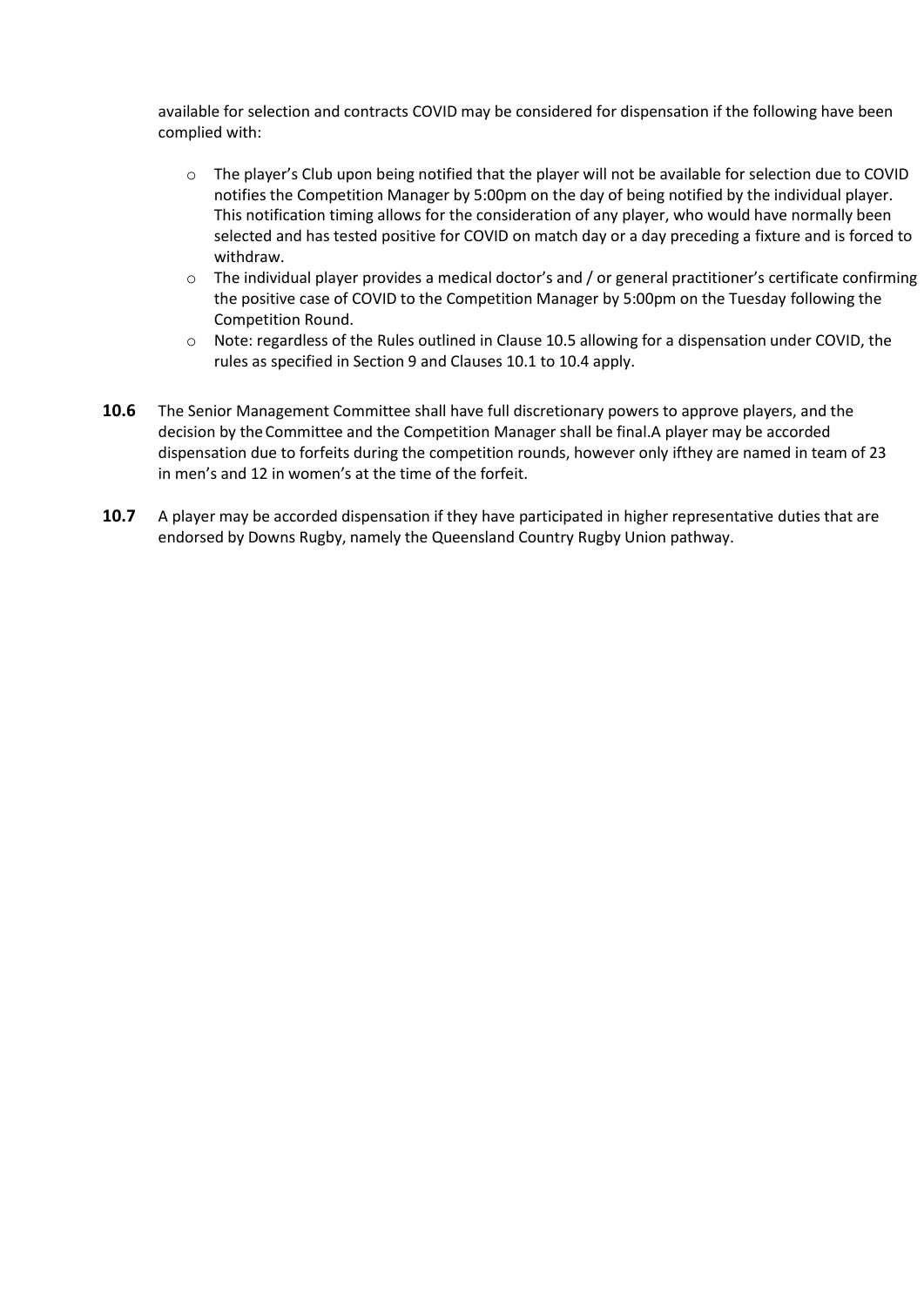available for selection and contracts COVID may be considered for dispensation if the following have been complied with:

- The player's Club upon being notified that the player will not be available for selection due to COVID notifies the Competition Manager by 5:00pm on the day of being notified by the individual player. This notification timing allows for the consideration of any player, who would have normally been selected and has tested positive for COVID on match day or a day preceding a fixture and is forced to withdraw.
- The individual player provides a medical doctor's and / or general practitioner's certificate confirming the positive case of COVID to the Competition Manager by 5:00pm on the Tuesday following the Competition Round.
- Note: regardless of the Rules outlined in Clause 10.5 allowing for a dispensation under COVID, the rules as specified in Section 9 and Clauses 10.1 to 10.4 apply.

**10.6** The Senior Management Committee shall have full discretionary powers to approve players, and the decision by the Committee and the Competition Manager shall be final.A player may be accorded dispensation due to forfeits during the competition rounds, however only ifthey are named in team of 23 in men's and 12 in women's at the time of the forfeit.

**10.7** A player may be accorded dispensation if they have participated in higher representative duties that are endorsed by Downs Rugby, namely the Queensland Country Rugby Union pathway.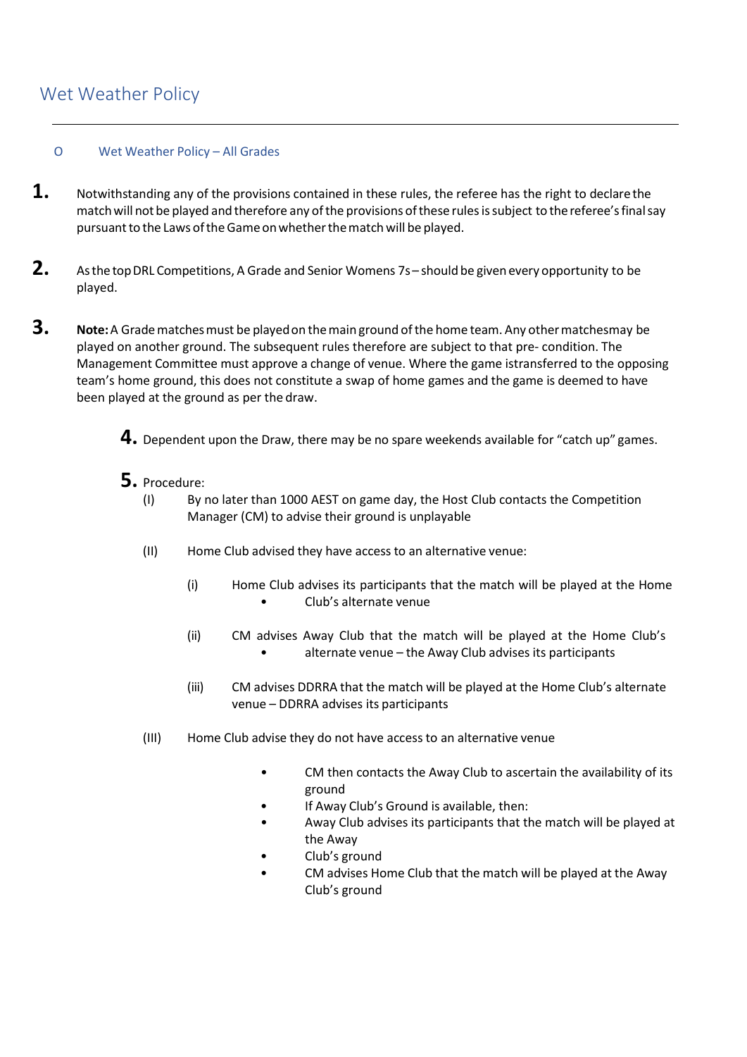# Wet Weather Policy

---

## O Wet Weather Policy – All Grades

**1.** Notwithstanding any of the provisions contained in these rules, the referee has the right to declare the match will not be played and therefore any of the provisions of these rules is subject to the referee's final say pursuant to the Laws of the Game on whether the match will be played.

**2.** As the top DRL Competitions, A Grade and Senior Womens 7s – should be given every opportunity to be played.

**3.** **Note:** A Grade matches must be played on the main ground of the home team. Any other matchesmay be played on another ground. The subsequent rules therefore are subject to that pre- condition. The Management Committee must approve a change of venue. Where the game istransferred to the opposing team's home ground, this does not constitute a swap of home games and the game is deemed to have been played at the ground as per the draw.

**4.** Dependent upon the Draw, there may be no spare weekends available for "catch up" games.

**5.** Procedure:

(I) By no later than 1000 AEST on game day, the Host Club contacts the Competition Manager (CM) to advise their ground is unplayable

(II) Home Club advised they have access to an alternative venue:

- (i) Home Club advises its participants that the match will be played at the Home
  - Club's alternate venue
- (ii) CM advises Away Club that the match will be played at the Home Club's
  - alternate venue – the Away Club advises its participants
- (iii) CM advises DDRRA that the match will be played at the Home Club's alternate venue – DDRRA advises its participants

(III) Home Club advise they do not have access to an alternative venue

- CM then contacts the Away Club to ascertain the availability of its ground
- If Away Club's Ground is available, then:
- Away Club advises its participants that the match will be played at the Away
- Club's ground
- CM advises Home Club that the match will be played at the Away Club's ground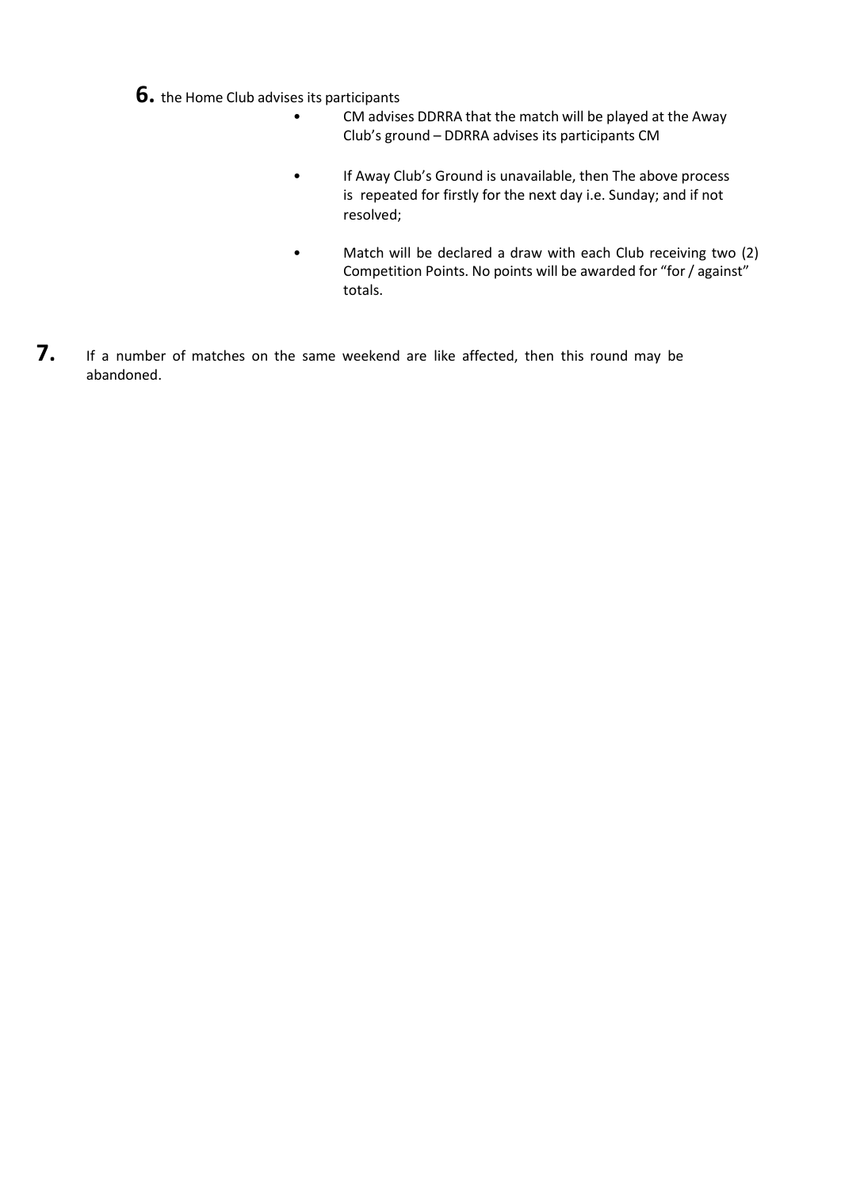**6.** the Home Club advises its participants

- CM advises DDRRA that the match will be played at the Away Club's ground – DDRRA advises its participants CM
- If Away Club's Ground is unavailable, then The above process is repeated for firstly for the next day i.e. Sunday; and if not resolved;
- Match will be declared a draw with each Club receiving two (2) Competition Points. No points will be awarded for "for / against" totals.

**7.** If a number of matches on the same weekend are like affected, then this round may be abandoned.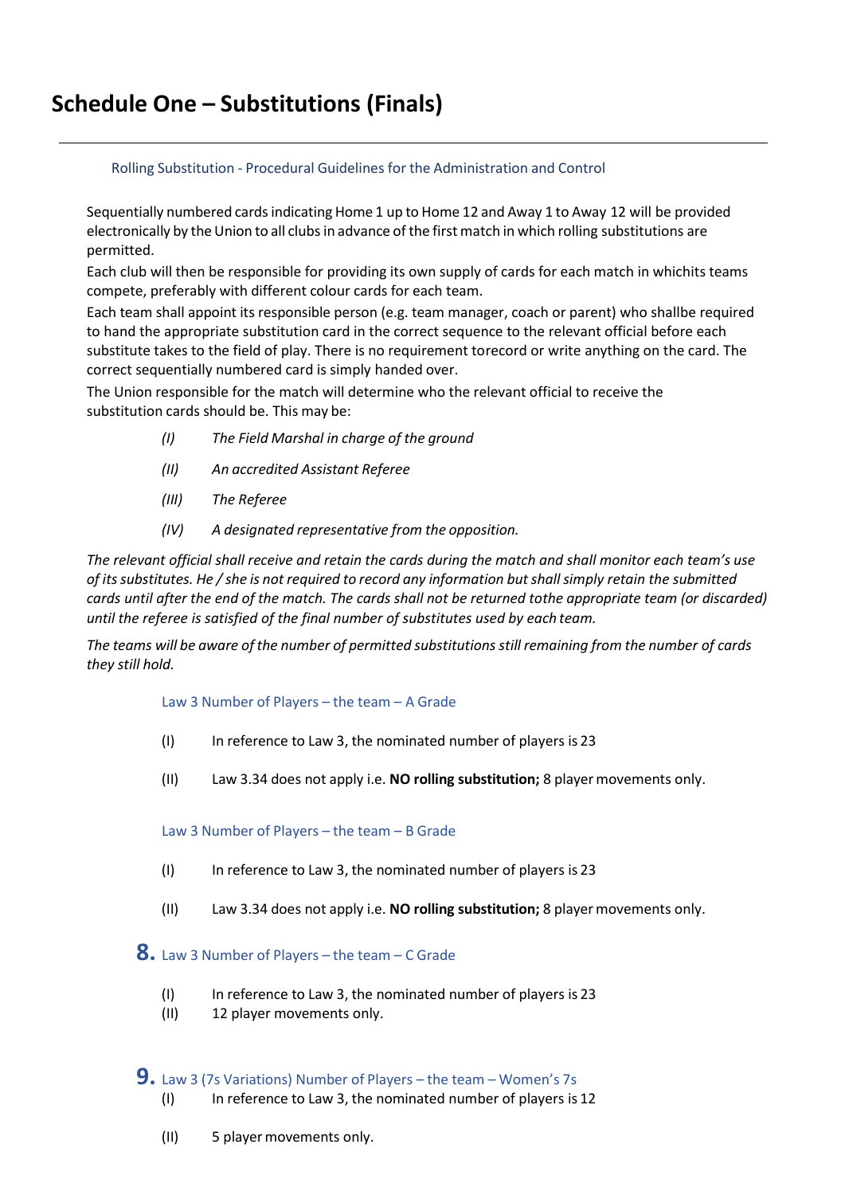# Schedule One – Substitutions (Finals)

---

### Rolling Substitution - Procedural Guidelines for the Administration and Control

Sequentially numbered cards indicating Home 1 up to Home 12 and Away 1 to Away 12 will be provided electronically by the Union to all clubs in advance of the first match in which rolling substitutions are permitted.

Each club will then be responsible for providing its own supply of cards for each match in whichits teams compete, preferably with different colour cards for each team.

Each team shall appoint its responsible person (e.g. team manager, coach or parent) who shallbe required to hand the appropriate substitution card in the correct sequence to the relevant official before each substitute takes to the field of play. There is no requirement torecord or write anything on the card. The correct sequentially numbered card is simply handed over.

The Union responsible for the match will determine who the relevant official to receive the substitution cards should be. This may be:

*(I)* *The Field Marshal in charge of the ground*

*(II)* *An accredited Assistant Referee*

*(III)* *The Referee*

*(IV)* *A designated representative from the opposition.*

*The relevant official shall receive and retain the cards during the match and shall monitor each team's use of its substitutes. He / she is not required to record any information but shall simply retain the submitted cards until after the end of the match. The cards shall not be returned tothe appropriate team (or discarded) until the referee is satisfied of the final number of substitutes used by each team.*

*The teams will be aware of the number of permitted substitutions still remaining from the number of cards they still hold.*

### Law 3 Number of Players – the team – A Grade

(I) In reference to Law 3, the nominated number of players is 23

(II) Law 3.34 does not apply i.e. **NO rolling substitution;** 8 player movements only.

### Law 3 Number of Players – the team – B Grade

(I) In reference to Law 3, the nominated number of players is 23

(II) Law 3.34 does not apply i.e. **NO rolling substitution;** 8 player movements only.

### 8. Law 3 Number of Players – the team – C Grade

(I) In reference to Law 3, the nominated number of players is 23

(II) 12 player movements only.

### 9. Law 3 (7s Variations) Number of Players – the team – Women's 7s

(I) In reference to Law 3, the nominated number of players is 12

(II) 5 player movements only.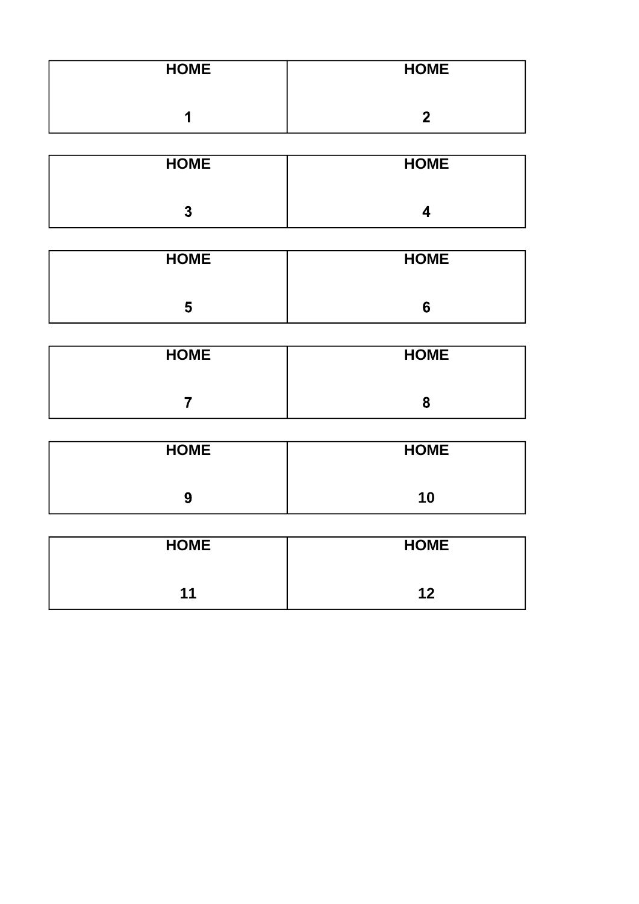| **HOME**<br><br>**1** | **HOME**<br><br>**2** |
|---|---|

| **HOME**<br><br>**3** | **HOME**<br><br>**4** |
|---|---|

| **HOME**<br><br>**5** | **HOME**<br><br>**6** |
|---|---|

| **HOME**<br><br>**7** | **HOME**<br><br>**8** |
|---|---|

| **HOME**<br><br>**9** | **HOME**<br><br>**10** |
|---|---|

| **HOME**<br><br>**11** | **HOME**<br><br>**12** |
|---|---|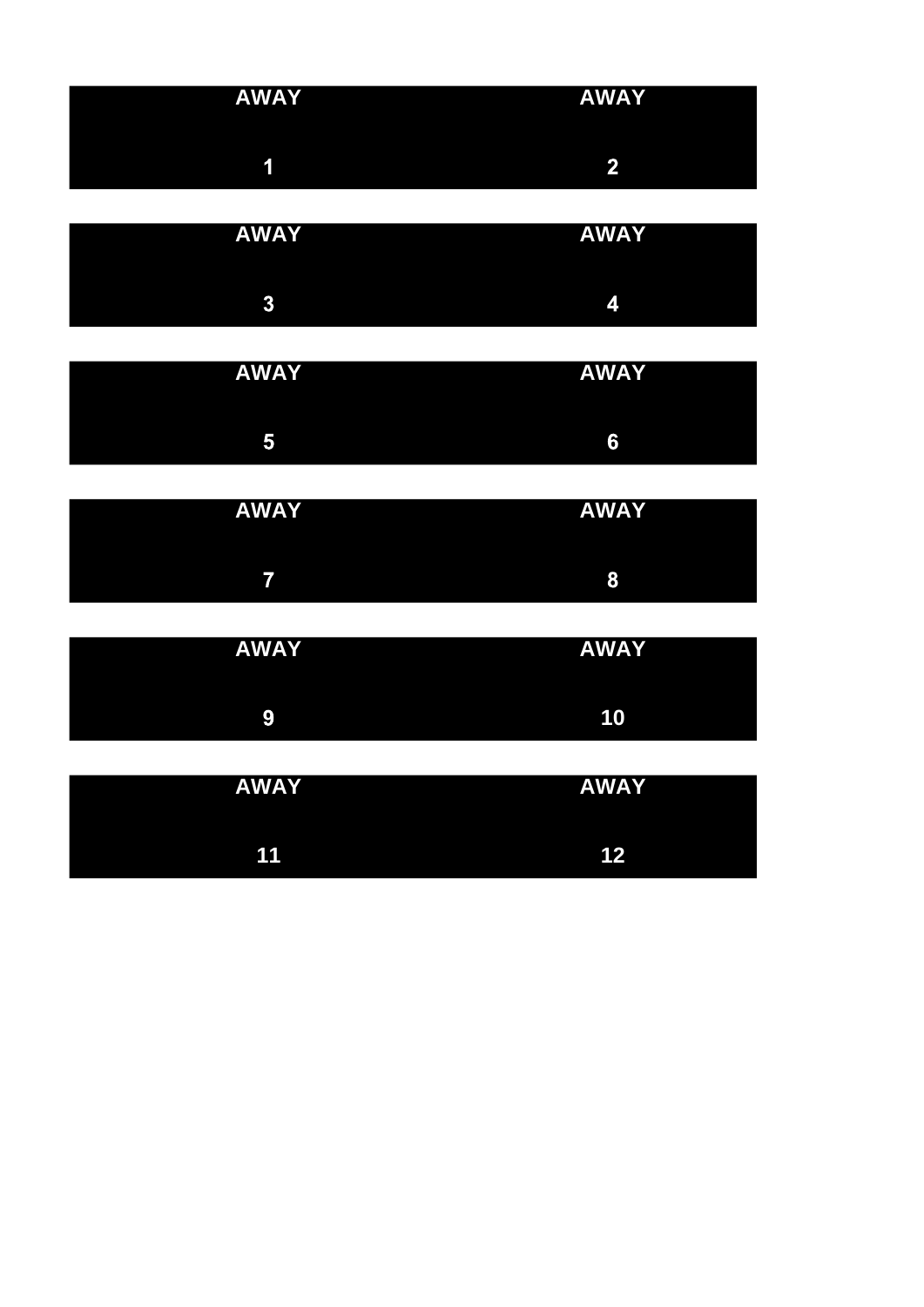| AWAY | AWAY |
|---|---|
| 1 | 2 |

| AWAY | AWAY |
|---|---|
| 3 | 4 |

| AWAY | AWAY |
|---|---|
| 5 | 6 |

| AWAY | AWAY |
|---|---|
| 7 | 8 |

| AWAY | AWAY |
|---|---|
| 9 | 10 |

| AWAY | AWAY |
|---|---|
| 11 | 12 |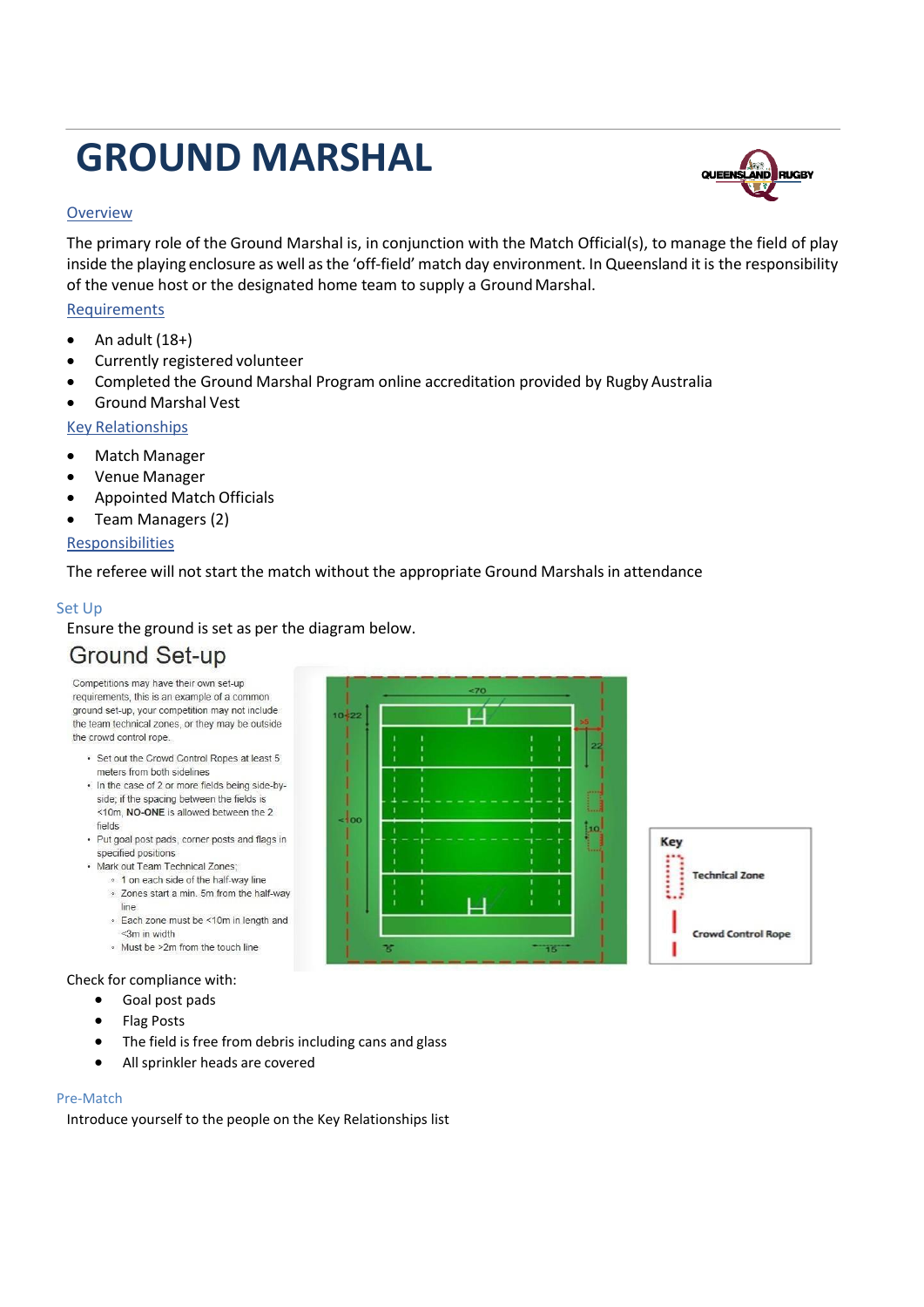# GROUND MARSHAL

## Overview

The primary role of the Ground Marshal is, in conjunction with the Match Official(s), to manage the field of play inside the playing enclosure as well as the 'off-field' match day environment. In Queensland it is the responsibility of the venue host or the designated home team to supply a Ground Marshal.

## Requirements

- An adult (18+)
- Currently registered volunteer
- Completed the Ground Marshal Program online accreditation provided by Rugby Australia
- Ground Marshal Vest

## Key Relationships

- Match Manager
- Venue Manager
- Appointed Match Officials
- Team Managers (2)

## Responsibilities

The referee will not start the match without the appropriate Ground Marshals in attendance

### Set Up

Ensure the ground is set as per the diagram below.

#### Ground Set-up

Competitions may have their own set-up requirements, this is an example of a common ground set-up, your competition may not include the team technical zones, or they may be outside the crowd control rope.

- Set out the Crowd Control Ropes at least 5 meters from both sidelines
- In the case of 2 or more fields being side-by-side; if the spacing between the fields is <10m, **NO-ONE** is allowed between the 2 fields
- Put goal post pads, corner posts and flags in specified positions
- Mark out Team Technical Zones;
  - 1 on each side of the half-way line
  - Zones start a min. 5m from the half-way line
  - Each zone must be <10m in length and <3m in width
  - Must be >2m from the touch line

Key: Technical Zone; Crowd Control Rope

Check for compliance with:

- Goal post pads
- Flag Posts
- The field is free from debris including cans and glass
- All sprinkler heads are covered

### Pre-Match

Introduce yourself to the people on the Key Relationships list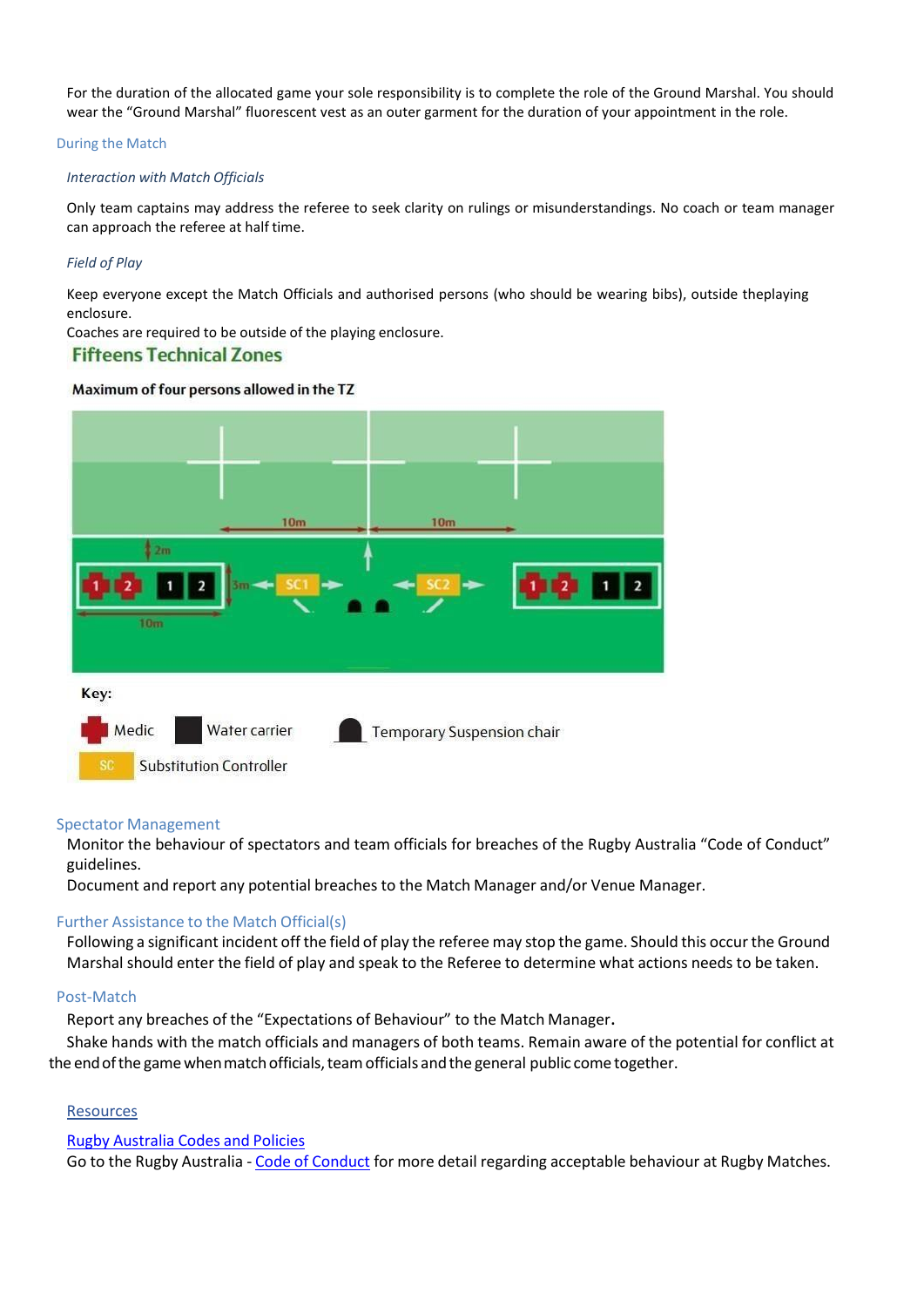For the duration of the allocated game your sole responsibility is to complete the role of the Ground Marshal. You should wear the "Ground Marshal" fluorescent vest as an outer garment for the duration of your appointment in the role.

## During the Match

### *Interaction with Match Officials*

Only team captains may address the referee to seek clarity on rulings or misunderstandings. No coach or team manager can approach the referee at half time.

### *Field of Play*

Keep everyone except the Match Officials and authorised persons (who should be wearing bibs), outside theplaying enclosure.

Coaches are required to be outside of the playing enclosure.

**Fifteens Technical Zones**

**Maximum of four persons allowed in the TZ**

10m 10m 2m 1 2 1 2 3m SC1 SC2 1 2 1 2 10m

**Key:**

Medic Water carrier Temporary Suspension chair

SC Substitution Controller

## Spectator Management

Monitor the behaviour of spectators and team officials for breaches of the Rugby Australia "Code of Conduct" guidelines.

Document and report any potential breaches to the Match Manager and/or Venue Manager.

## Further Assistance to the Match Official(s)

Following a significant incident off the field of play the referee may stop the game. Should this occur the Ground Marshal should enter the field of play and speak to the Referee to determine what actions needs to be taken.

## Post-Match

Report any breaches of the "Expectations of Behaviour" to the Match Manager.

Shake hands with the match officials and managers of both teams. Remain aware of the potential for conflict at the end of the game when match officials, team officials and the general public come together.

Resources

Rugby Australia Codes and Policies

Go to the Rugby Australia - Code of Conduct for more detail regarding acceptable behaviour at Rugby Matches.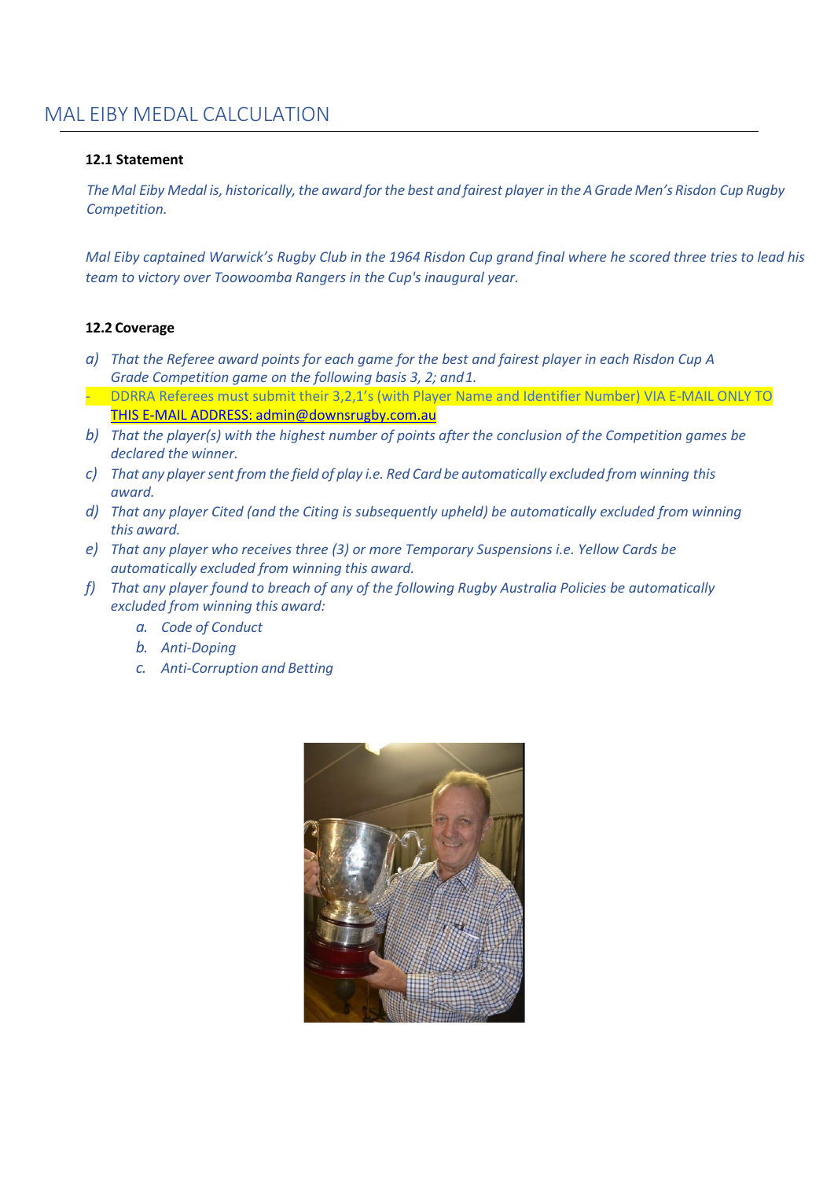# MAL EIBY MEDAL CALCULATION

**12.1 Statement**

*The Mal Eiby Medal is, historically, the award for the best and fairest player in the A Grade Men's Risdon Cup Rugby Competition.*

*Mal Eiby captained Warwick's Rugby Club in the 1964 Risdon Cup grand final where he scored three tries to lead his team to victory over Toowoomba Rangers in the Cup's inaugural year.*

**12.2 Coverage**

*a) That the Referee award points for each game for the best and fairest player in each Risdon Cup A Grade Competition game on the following basis 3, 2; and 1.*

- DDRRA Referees must submit their 3,2,1's (with Player Name and Identifier Number) VIA E-MAIL ONLY TO THIS E-MAIL ADDRESS: admin@downsrugby.com.au

*b) That the player(s) with the highest number of points after the conclusion of the Competition games be declared the winner.*

*c) That any player sent from the field of play i.e. Red Card be automatically excluded from winning this award.*

*d) That any player Cited (and the Citing is subsequently upheld) be automatically excluded from winning this award.*

*e) That any player who receives three (3) or more Temporary Suspensions i.e. Yellow Cards be automatically excluded from winning this award.*

*f) That any player found to breach of any of the following Rugby Australia Policies be automatically excluded from winning this award:*

  *a. Code of Conduct*
  *b. Anti-Doping*
  *c. Anti-Corruption and Betting*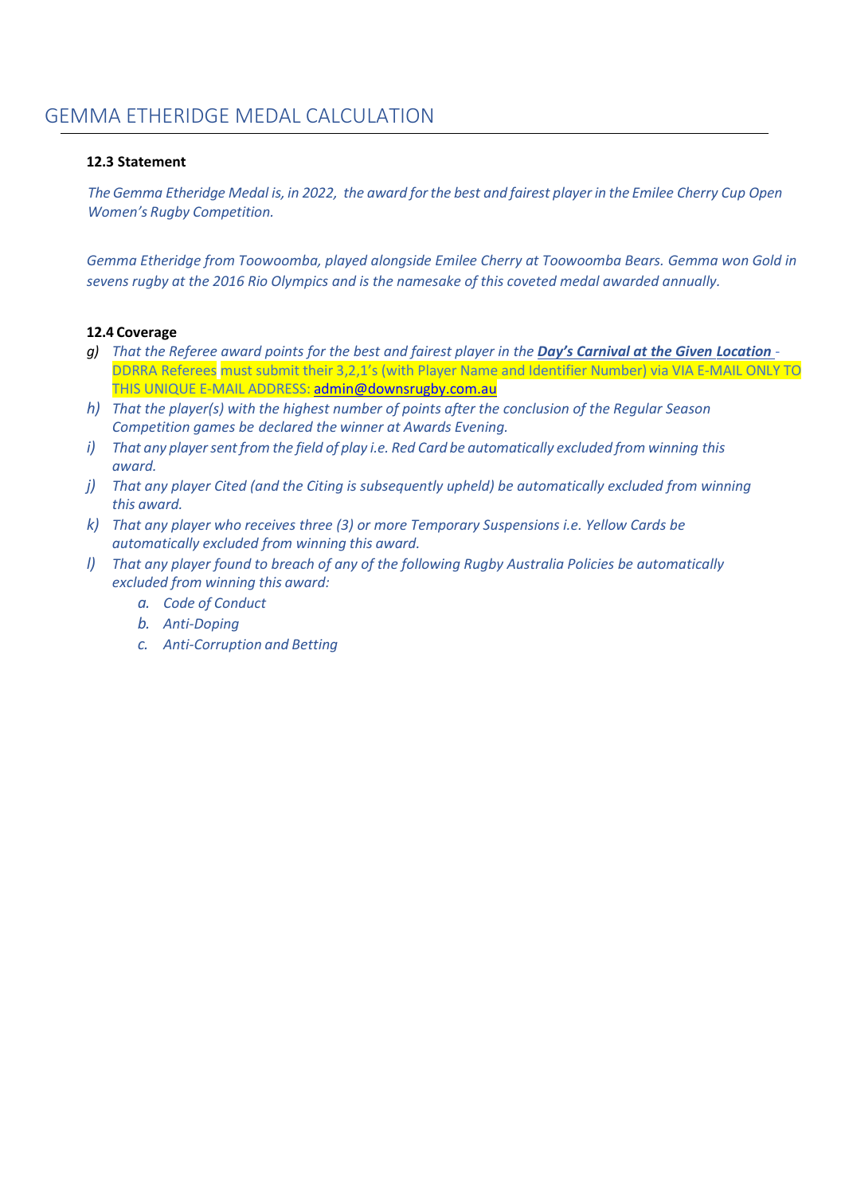# GEMMA ETHERIDGE MEDAL CALCULATION

**12.3 Statement**

*The Gemma Etheridge Medal is, in 2022, the award for the best and fairest player in the Emilee Cherry Cup Open Women's Rugby Competition.*

*Gemma Etheridge from Toowoomba, played alongside Emilee Cherry at Toowoomba Bears. Gemma won Gold in sevens rugby at the 2016 Rio Olympics and is the namesake of this coveted medal awarded annually.*

**12.4 Coverage**

g) *That the Referee award points for the best and fairest player in the* ***Day's Carnival at the Given Location*** - DDRRA Referees must submit their 3,2,1's (with Player Name and Identifier Number) via VIA E-MAIL ONLY TO THIS UNIQUE E-MAIL ADDRESS: admin@downsrugby.com.au

h) *That the player(s) with the highest number of points after the conclusion of the Regular Season Competition games be declared the winner at Awards Evening.*

i) *That any player sent from the field of play i.e. Red Card be automatically excluded from winning this award.*

j) *That any player Cited (and the Citing is subsequently upheld) be automatically excluded from winning this award.*

k) *That any player who receives three (3) or more Temporary Suspensions i.e. Yellow Cards be automatically excluded from winning this award.*

l) *That any player found to breach of any of the following Rugby Australia Policies be automatically excluded from winning this award:*
   a. *Code of Conduct*
   b. *Anti-Doping*
   c. *Anti-Corruption and Betting*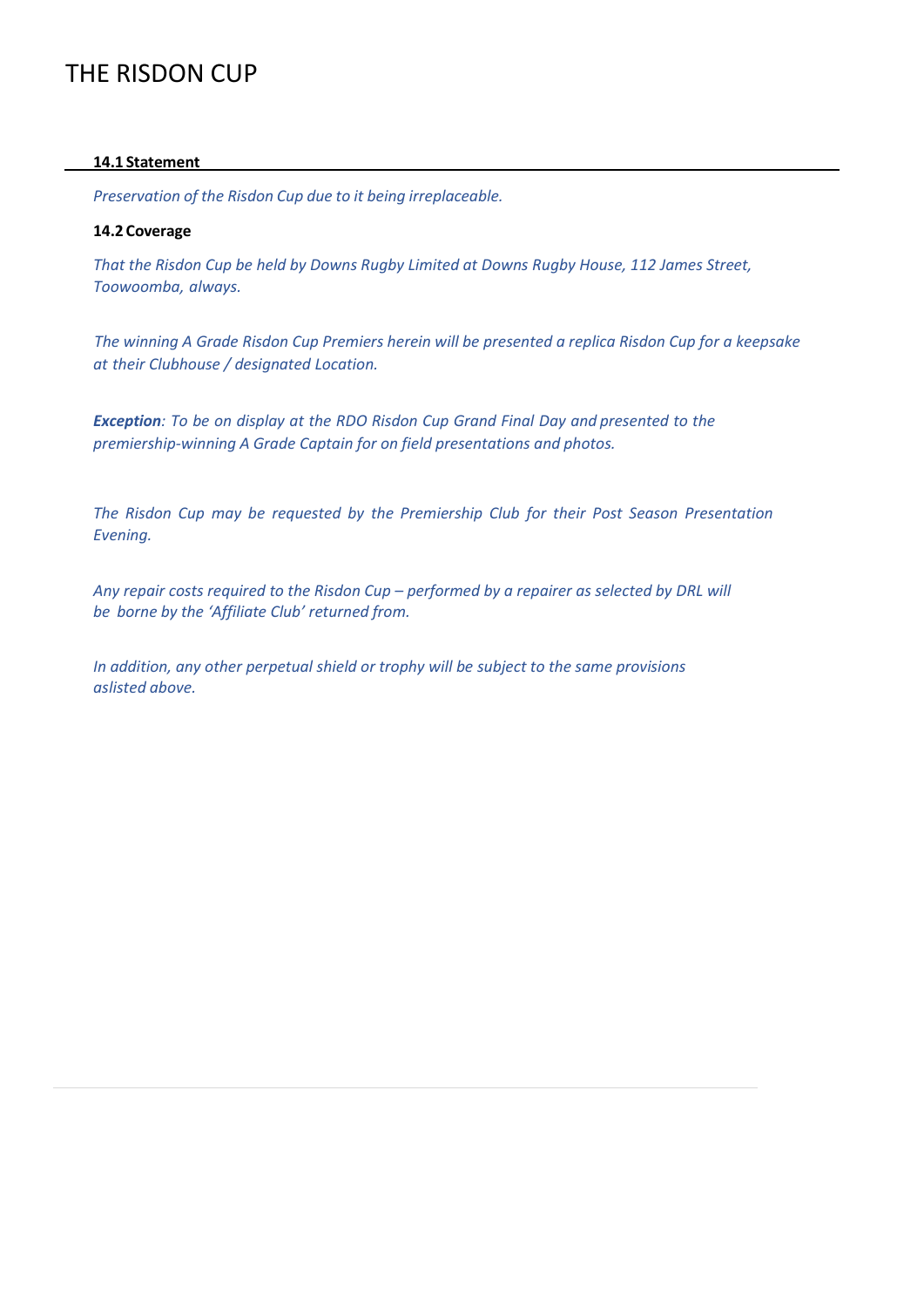# THE RISDON CUP

**14.1 Statement**

*Preservation of the Risdon Cup due to it being irreplaceable.*

**14.2 Coverage**

*That the Risdon Cup be held by Downs Rugby Limited at Downs Rugby House, 112 James Street, Toowoomba, always.*

*The winning A Grade Risdon Cup Premiers herein will be presented a replica Risdon Cup for a keepsake at their Clubhouse / designated Location.*

***Exception**: To be on display at the RDO Risdon Cup Grand Final Day and presented to the premiership-winning A Grade Captain for on field presentations and photos.*

*The Risdon Cup may be requested by the Premiership Club for their Post Season Presentation Evening.*

*Any repair costs required to the Risdon Cup – performed by a repairer as selected by DRL will be borne by the 'Affiliate Club' returned from.*

*In addition, any other perpetual shield or trophy will be subject to the same provisions aslisted above.*